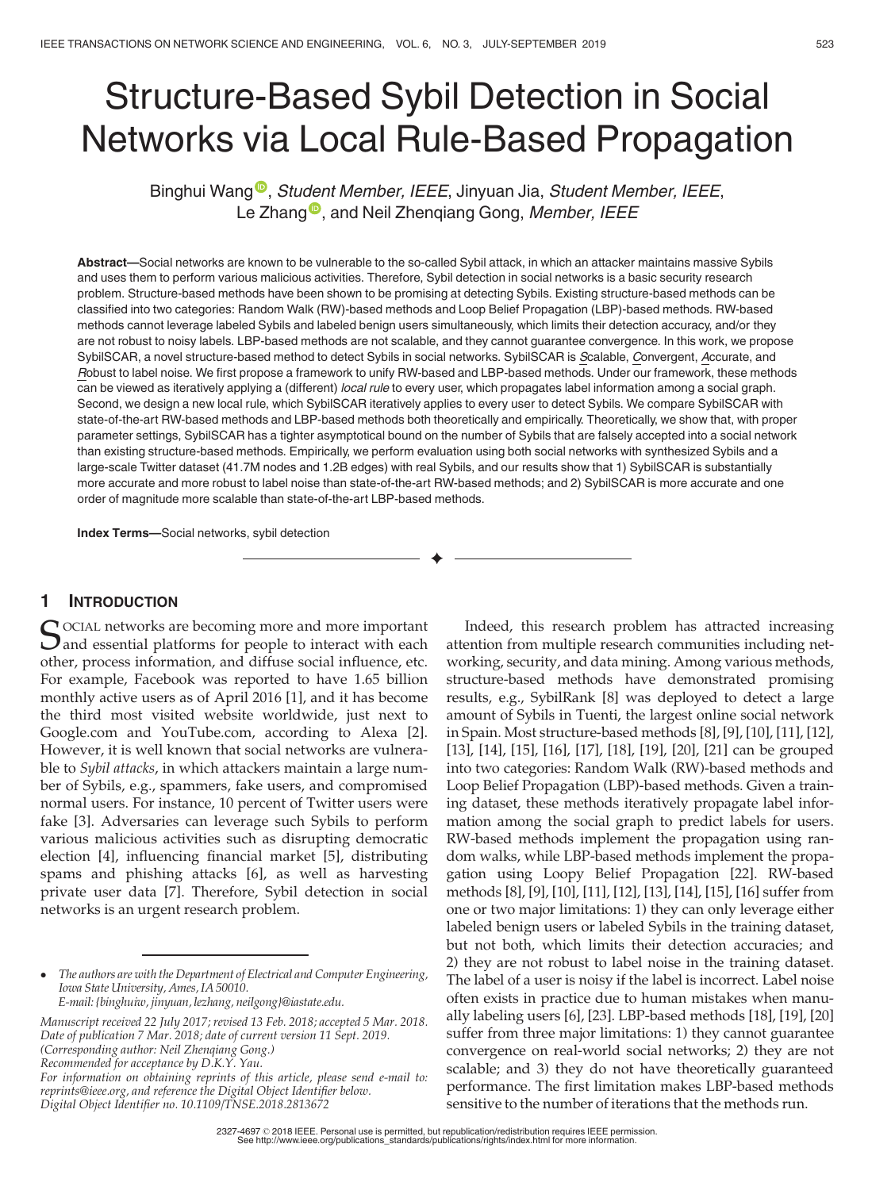# Structure-Based Sybil Detection in Social Networks via Local Rule-Based Propagation

Binghui Wang, *Student Member, IEEE*, Jinyuan Jia, *Student Member, IEEE*, Le Zhang, and Neil Zhenqiang Gong, *Member, IEEE*

**Abstract**—Social networks are known to be vulnerable to the so-called Sybil attack, in which an attacker maintains massive Sybils and uses them to perform various malicious activities. Therefore, Sybil detection in social networks is a basic security research problem. Structure-based methods have been shown to be promising at detecting Sybils. Existing structure-based methods can be classified into two categories: Random Walk (RW)-based methods and Loop Belief Propagation (LBP)-based methods. RW-based methods cannot leverage labeled Sybils and labeled benign users simultaneously, which limits their detection accuracy, and/or they are not robust to noisy labels. LBP-based methods are not scalable, and they cannot guarantee convergence. In this work, we propose SybilSCAR, a novel structure-based method to detect Sybils in social networks. SybilSCAR is Scalable, Convergent, Accurate, and Robust to label noise. We first propose a framework to unify RW-based and LBP-based methods. Under our framework, these methods can be viewed as iteratively applying a (different) *local rule* to every user, which propagates label information among a social graph. Second, we design a new local rule, which SybilSCAR iteratively applies to every user to detect Sybils. We compare SybilSCAR with state-of-the-art RW-based methods and LBP-based methods both theoretically and empirically. Theoretically, we show that, with proper parameter settings, SybilSCAR has a tighter asymptotical bound on the number of Sybils that are falsely accepted into a social network than existing structure-based methods. Empirically, we perform evaluation using both social networks with synthesized Sybils and a large-scale Twitter dataset (41.7M nodes and 1.2B edges) with real Sybils, and our results show that 1) SybilSCAR is substantially more accurate and more robust to label noise than state-of-the-art RW-based methods; and 2) SybilSCAR is more accurate and one order of magnitude more scalable than state-of-the-art LBP-based methods.

**Index Terms**—Social networks, sybil detection

## 1 Introduction

Social networks are becoming more and more important and essential platforms for people to interact with each other, process information, and diffuse social influence, etc. For example, Facebook was reported to have 1.65 billion monthly active users as of April 2016 [1], and it has become the third most visited website worldwide, just next to Google.com and YouTube.com, according to Alexa [2]. However, it is well known that social networks are vulnerable to *Sybil attacks*, in which attackers maintain a large number of Sybils, e.g., spammers, fake users, and compromised normal users. For instance, 10 percent of Twitter users were fake [3]. Adversaries can leverage such Sybils to perform various malicious activities such as disrupting democratic election [4], influencing financial market [5], distributing spams and phishing attacks [6], as well as harvesting private user data [7]. Therefore, Sybil detection in social networks is an urgent research problem.

Indeed, this research problem has attracted increasing attention from multiple research communities including networking, security, and data mining. Among various methods, structure-based methods have demonstrated promising results, e.g., SybilRank [8] was deployed to detect a large amount of Sybils in Tuenti, the largest online social network in Spain. Most structure-based methods [8], [9], [10], [11], [12], [13], [14], [15], [16], [17], [18], [19], [20], [21] can be grouped into two categories: Random Walk (RW)-based methods and Loop Belief Propagation (LBP)-based methods. Given a training dataset, these methods iteratively propagate label information among the social graph to predict labels for users. RW-based methods implement the propagation using random walks, while LBP-based methods implement the propagation using Loopy Belief Propagation [22]. RW-based methods [8], [9], [10], [11], [12], [13], [14], [15], [16] suffer from one or two major limitations: 1) they can only leverage either labeled benign users or labeled Sybils in the training dataset, but not both, which limits their detection accuracies; and 2) they are not robust to label noise in the training dataset. The label of a user is noisy if the label is incorrect. Label noise often exists in practice due to human mistakes when manually labeling users [6], [23]. LBP-based methods [18], [19], [20] suffer from three major limitations: 1) they cannot guarantee convergence on real-world social networks; 2) they are not scalable; and 3) they do not have theoretically guaranteed performance. The first limitation makes LBP-based methods sensitive to the number of iterations that the methods run.

- *The authors are with the Department of Electrical and Computer Engineering, Iowa State University, Ames, IA 50010. E-mail: {binghuiw, jinyuan, lezhang, neilgong}@iastate.edu.*

*Manuscript received 22 July 2017; revised 13 Feb. 2018; accepted 5 Mar. 2018. Date of publication 7 Mar. 2018; date of current version 11 Sept. 2019. (Corresponding author: Neil Zhenqiang Gong.) Recommended for acceptance by D.K.Y. Yau. For information on obtaining reprints of this article, please send e-mail to: reprints@ieee.org, and reference the Digital Object Identifier below. Digital Object Identifier no. 10.1109/TNSE.2018.2813672*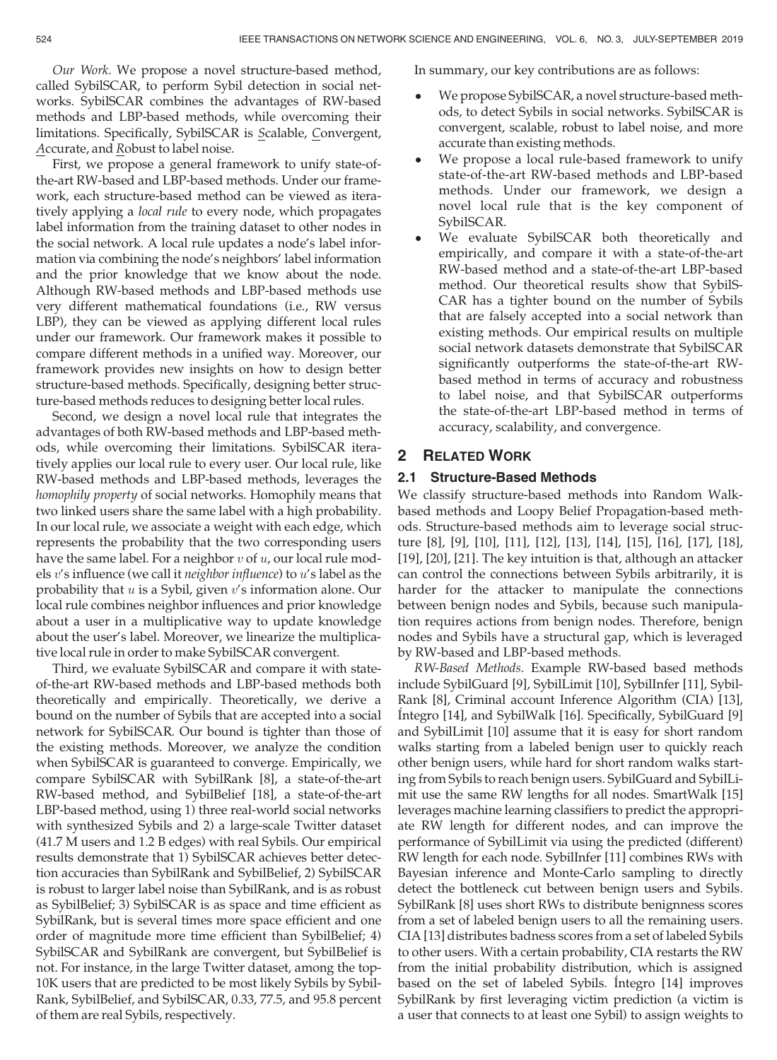*Our Work.* We propose a novel structure-based method, called SybilSCAR, to perform Sybil detection in social networks. SybilSCAR combines the advantages of RW-based methods and LBP-based methods, while overcoming their limitations. Specifically, SybilSCAR is Scalable, Convergent, Accurate, and Robust to label noise.

First, we propose a general framework to unify state-of-the-art RW-based and LBP-based methods. Under our framework, each structure-based method can be viewed as iteratively applying a *local rule* to every node, which propagates label information from the training dataset to other nodes in the social network. A local rule updates a node's label information via combining the node's neighbors' label information and the prior knowledge that we know about the node. Although RW-based methods and LBP-based methods use very different mathematical foundations (i.e., RW versus LBP), they can be viewed as applying different local rules under our framework. Our framework makes it possible to compare different methods in a unified way. Moreover, our framework provides new insights on how to design better structure-based methods. Specifically, designing better structure-based methods reduces to designing better local rules.

Second, we design a novel local rule that integrates the advantages of both RW-based methods and LBP-based methods, while overcoming their limitations. SybilSCAR iteratively applies our local rule to every user. Our local rule, like RW-based methods and LBP-based methods, leverages the *homophily property* of social networks. Homophily means that two linked users share the same label with a high probability. In our local rule, we associate a weight with each edge, which represents the probability that the two corresponding users have the same label. For a neighbor $v$ of $u$, our local rule models $v$'s influence (we call it *neighbor influence*) to $u$'s label as the probability that $u$ is a Sybil, given $v$'s information alone. Our local rule combines neighbor influences and prior knowledge about a user in a multiplicative way to update knowledge about the user's label. Moreover, we linearize the multiplicative local rule in order to make SybilSCAR convergent.

Third, we evaluate SybilSCAR and compare it with state-of-the-art RW-based methods and LBP-based methods both theoretically and empirically. Theoretically, we derive a bound on the number of Sybils that are accepted into a social network for SybilSCAR. Our bound is tighter than those of the existing methods. Moreover, we analyze the condition when SybilSCAR is guaranteed to converge. Empirically, we compare SybilSCAR with SybilRank [8], a state-of-the-art RW-based method, and SybilBelief [18], a state-of-the-art LBP-based method, using 1) three real-world social networks with synthesized Sybils and 2) a large-scale Twitter dataset (41.7 M users and 1.2 B edges) with real Sybils. Our empirical results demonstrate that 1) SybilSCAR achieves better detection accuracies than SybilRank and SybilBelief, 2) SybilSCAR is robust to larger label noise than SybilRank, and is as robust as SybilBelief; 3) SybilSCAR is as space and time efficient as SybilRank, but is several times more space efficient and one order of magnitude more time efficient than SybilBelief; 4) SybilSCAR and SybilRank are convergent, but SybilBelief is not. For instance, in the large Twitter dataset, among the top-10K users that are predicted to be most likely Sybils by SybilRank, SybilBelief, and SybilSCAR, 0.33, 77.5, and 95.8 percent of them are real Sybils, respectively.

In summary, our key contributions are as follows:

- We propose SybilSCAR, a novel structure-based methods, to detect Sybils in social networks. SybilSCAR is convergent, scalable, robust to label noise, and more accurate than existing methods.
- We propose a local rule-based framework to unify state-of-the-art RW-based methods and LBP-based methods. Under our framework, we design a novel local rule that is the key component of SybilSCAR.
- We evaluate SybilSCAR both theoretically and empirically, and compare it with a state-of-the-art RW-based method and a state-of-the-art LBP-based method. Our theoretical results show that SybilSCAR has a tighter bound on the number of Sybils that are falsely accepted into a social network than existing methods. Our empirical results on multiple social network datasets demonstrate that SybilSCAR significantly outperforms the state-of-the-art RW-based method in terms of accuracy and robustness to label noise, and that SybilSCAR outperforms the state-of-the-art LBP-based method in terms of accuracy, scalability, and convergence.

## 2 Related Work

### 2.1 Structure-Based Methods

We classify structure-based methods into Random Walk-based methods and Loopy Belief Propagation-based methods. Structure-based methods aim to leverage social structure [8], [9], [10], [11], [12], [13], [14], [15], [16], [17], [18], [19], [20], [21]. The key intuition is that, although an attacker can control the connections between Sybils arbitrarily, it is harder for the attacker to manipulate the connections between benign nodes and Sybils, because such manipulation requires actions from benign nodes. Therefore, benign nodes and Sybils have a structural gap, which is leveraged by RW-based and LBP-based methods.

*RW-Based Methods.* Example RW-based based methods include SybilGuard [9], SybilLimit [10], SybilInfer [11], SybilRank [8], Criminal account Inference Algorithm (CIA) [13], Íntegro [14], and SybilWalk [16]. Specifically, SybilGuard [9] and SybilLimit [10] assume that it is easy for short random walks starting from a labeled benign user to quickly reach other benign users, while hard for short random walks starting from Sybils to reach benign users. SybilGuard and SybilLimit use the same RW lengths for all nodes. SmartWalk [15] leverages machine learning classifiers to predict the appropriate RW length for different nodes, and can improve the performance of SybilLimit via using the predicted (different) RW length for each node. SybilInfer [11] combines RWs with Bayesian inference and Monte-Carlo sampling to directly detect the bottleneck cut between benign users and Sybils. SybilRank [8] uses short RWs to distribute benignness scores from a set of labeled benign users to all the remaining users. CIA [13] distributes badness scores from a set of labeled Sybils to other users. With a certain probability, CIA restarts the RW from the initial probability distribution, which is assigned based on the set of labeled Sybils. Íntegro [14] improves SybilRank by first leveraging victim prediction (a victim is a user that connects to at least one Sybil) to assign weights to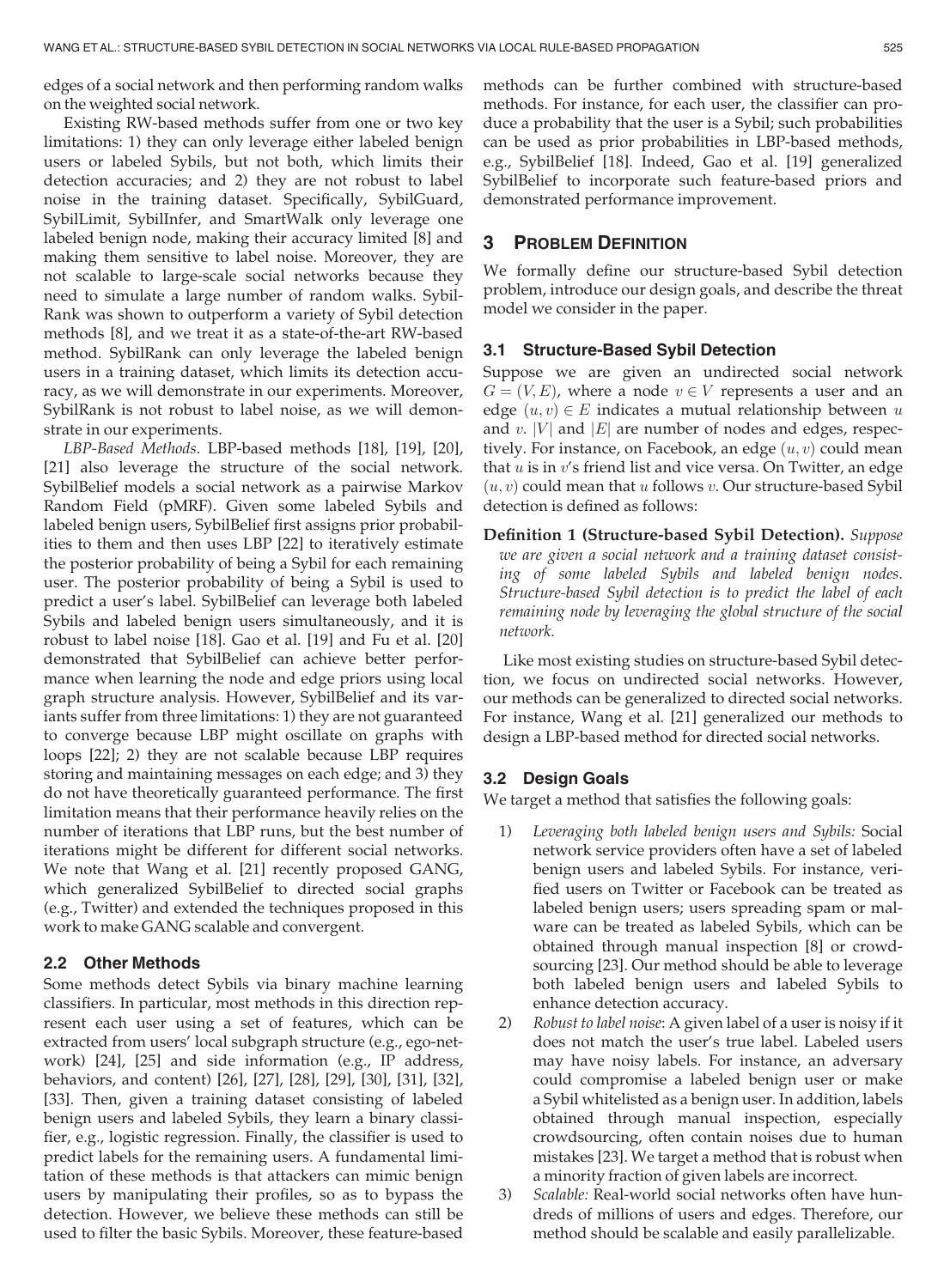edges of a social network and then performing random walks on the weighted social network.

Existing RW-based methods suffer from one or two key limitations: 1) they can only leverage either labeled benign users or labeled Sybils, but not both, which limits their detection accuracies; and 2) they are not robust to label noise in the training dataset. Specifically, SybilGuard, SybilLimit, SybilInfer, and SmartWalk only leverage one labeled benign node, making their accuracy limited [8] and making them sensitive to label noise. Moreover, they are not scalable to large-scale social networks because they need to simulate a large number of random walks. SybilRank was shown to outperform a variety of Sybil detection methods [8], and we treat it as a state-of-the-art RW-based method. SybilRank can only leverage the labeled benign users in a training dataset, which limits its detection accuracy, as we will demonstrate in our experiments. Moreover, SybilRank is not robust to label noise, as we will demonstrate in our experiments.

*LBP-Based Methods.* LBP-based methods [18], [19], [20], [21] also leverage the structure of the social network. SybilBelief models a social network as a pairwise Markov Random Field (pMRF). Given some labeled Sybils and labeled benign users, SybilBelief first assigns prior probabilities to them and then uses LBP [22] to iteratively estimate the posterior probability of being a Sybil for each remaining user. The posterior probability of being a Sybil is used to predict a user's label. SybilBelief can leverage both labeled Sybils and labeled benign users simultaneously, and it is robust to label noise [18]. Gao et al. [19] and Fu et al. [20] demonstrated that SybilBelief can achieve better performance when learning the node and edge priors using local graph structure analysis. However, SybilBelief and its variants suffer from three limitations: 1) they are not guaranteed to converge because LBP might oscillate on graphs with loops [22]; 2) they are not scalable because LBP requires storing and maintaining messages on each edge; and 3) they do not have theoretically guaranteed performance. The first limitation means that their performance heavily relies on the number of iterations that LBP runs, but the best number of iterations might be different for different social networks. We note that Wang et al. [21] recently proposed GANG, which generalized SybilBelief to directed social graphs (e.g., Twitter) and extended the techniques proposed in this work to make GANG scalable and convergent.

### 2.2 Other Methods

Some methods detect Sybils via binary machine learning classifiers. In particular, most methods in this direction represent each user using a set of features, which can be extracted from users' local subgraph structure (e.g., ego-network) [24], [25] and side information (e.g., IP address, behaviors, and content) [26], [27], [28], [29], [30], [31], [32], [33]. Then, given a training dataset consisting of labeled benign users and labeled Sybils, they learn a binary classifier, e.g., logistic regression. Finally, the classifier is used to predict labels for the remaining users. A fundamental limitation of these methods is that attackers can mimic benign users by manipulating their profiles, so as to bypass the detection. However, we believe these methods can still be used to filter the basic Sybils. Moreover, these feature-based methods can be further combined with structure-based methods. For instance, for each user, the classifier can produce a probability that the user is a Sybil; such probabilities can be used as prior probabilities in LBP-based methods, e.g., SybilBelief [18]. Indeed, Gao et al. [19] generalized SybilBelief to incorporate such feature-based priors and demonstrated performance improvement.

## 3 Problem Definition

We formally define our structure-based Sybil detection problem, introduce our design goals, and describe the threat model we consider in the paper.

### 3.1 Structure-Based Sybil Detection

Suppose we are given an undirected social network $G = (V, E)$, where a node $v \in V$ represents a user and an edge $(u, v) \in E$ indicates a mutual relationship between $u$ and $v$. $|V|$ and $|E|$ are number of nodes and edges, respectively. For instance, on Facebook, an edge $(u, v)$ could mean that $u$ is in $v$'s friend list and vice versa. On Twitter, an edge $(u, v)$ could mean that $u$ follows $v$. Our structure-based Sybil detection is defined as follows:

**Definition 1 (Structure-based Sybil Detection).** *Suppose we are given a social network and a training dataset consisting of some labeled Sybils and labeled benign nodes. Structure-based Sybil detection is to predict the label of each remaining node by leveraging the global structure of the social network.*

Like most existing studies on structure-based Sybil detection, we focus on undirected social networks. However, our methods can be generalized to directed social networks. For instance, Wang et al. [21] generalized our methods to design a LBP-based method for directed social networks.

### 3.2 Design Goals

We target a method that satisfies the following goals:

1) *Leveraging both labeled benign users and Sybils:* Social network service providers often have a set of labeled benign users and labeled Sybils. For instance, verified users on Twitter or Facebook can be treated as labeled benign users; users spreading spam or malware can be treated as labeled Sybils, which can be obtained through manual inspection [8] or crowdsourcing [23]. Our method should be able to leverage both labeled benign users and labeled Sybils to enhance detection accuracy.
2) *Robust to label noise*: A given label of a user is noisy if it does not match the user's true label. Labeled users may have noisy labels. For instance, an adversary could compromise a labeled benign user or make a Sybil whitelisted as a benign user. In addition, labels obtained through manual inspection, especially crowdsourcing, often contain noises due to human mistakes [23]. We target a method that is robust when a minority fraction of given labels are incorrect.
3) *Scalable:* Real-world social networks often have hundreds of millions of users and edges. Therefore, our method should be scalable and easily parallelizable.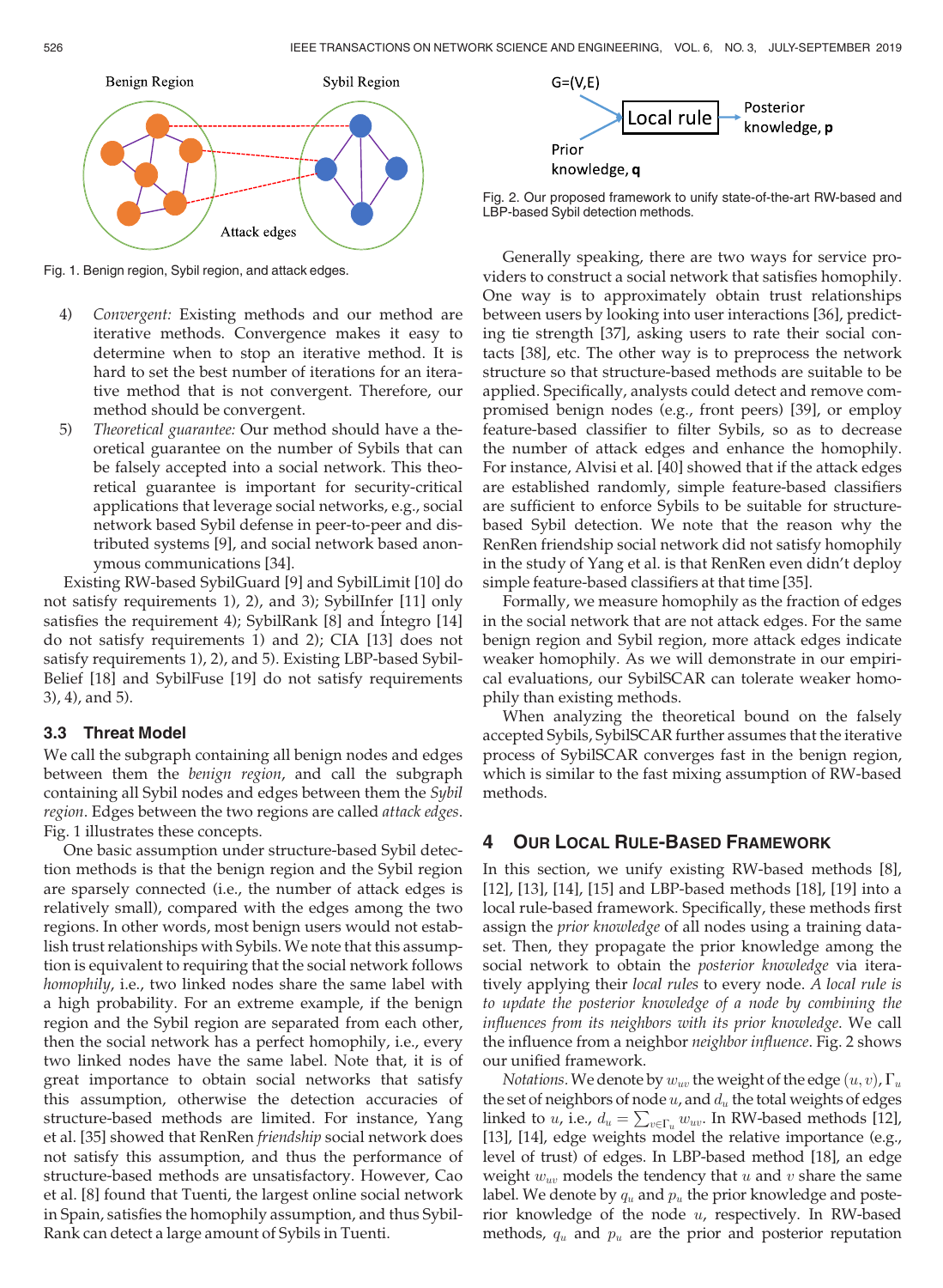Fig. 1. Benign region, Sybil region, and attack edges.

4) *Convergent:* Existing methods and our method are iterative methods. Convergence makes it easy to determine when to stop an iterative method. It is hard to set the best number of iterations for an iterative method that is not convergent. Therefore, our method should be convergent.
5) *Theoretical guarantee:* Our method should have a theoretical guarantee on the number of Sybils that can be falsely accepted into a social network. This theoretical guarantee is important for security-critical applications that leverage social networks, e.g., social network based Sybil defense in peer-to-peer and distributed systems [9], and social network based anonymous communications [34].

Existing RW-based SybilGuard [9] and SybilLimit [10] do not satisfy requirements 1), 2), and 3); SybilInfer [11] only satisfies the requirement 4); SybilRank [8] and Íntegro [14] do not satisfy requirements 1) and 2); CIA [13] does not satisfy requirements 1), 2), and 5). Existing LBP-based SybilBelief [18] and SybilFuse [19] do not satisfy requirements 3), 4), and 5).

### 3.3 Threat Model

We call the subgraph containing all benign nodes and edges between them the *benign region*, and call the subgraph containing all Sybil nodes and edges between them the *Sybil region*. Edges between the two regions are called *attack edges*. Fig. 1 illustrates these concepts.

One basic assumption under structure-based Sybil detection methods is that the benign region and the Sybil region are sparsely connected (i.e., the number of attack edges is relatively small), compared with the edges among the two regions. In other words, most benign users would not establish trust relationships with Sybils. We note that this assumption is equivalent to requiring that the social network follows *homophily*, i.e., two linked nodes share the same label with a high probability. For an extreme example, if the benign region and the Sybil region are separated from each other, then the social network has a perfect homophily, i.e., every two linked nodes have the same label. Note that, it is of great importance to obtain social networks that satisfy this assumption, otherwise the detection accuracies of structure-based methods are limited. For instance, Yang et al. [35] showed that RenRen *friendship* social network does not satisfy this assumption, and thus the performance of structure-based methods are unsatisfactory. However, Cao et al. [8] found that Tuenti, the largest online social network in Spain, satisfies the homophily assumption, and thus SybilRank can detect a large amount of Sybils in Tuenti.

Fig. 2. Our proposed framework to unify state-of-the-art RW-based and LBP-based Sybil detection methods.

Generally speaking, there are two ways for service providers to construct a social network that satisfies homophily. One way is to approximately obtain trust relationships between users by looking into user interactions [36], predicting tie strength [37], asking users to rate their social contacts [38], etc. The other way is to preprocess the network structure so that structure-based methods are suitable to be applied. Specifically, analysts could detect and remove compromised benign nodes (e.g., front peers) [39], or employ feature-based classifier to filter Sybils, so as to decrease the number of attack edges and enhance the homophily. For instance, Alvisi et al. [40] showed that if the attack edges are established randomly, simple feature-based classifiers are sufficient to enforce Sybils to be suitable for structure-based Sybil detection. We note that the reason why the RenRen friendship social network did not satisfy homophily in the study of Yang et al. is that RenRen even didn't deploy simple feature-based classifiers at that time [35].

Formally, we measure homophily as the fraction of edges in the social network that are not attack edges. For the same benign region and Sybil region, more attack edges indicate weaker homophily. As we will demonstrate in our empirical evaluations, our SybilSCAR can tolerate weaker homophily than existing methods.

When analyzing the theoretical bound on the falsely accepted Sybils, SybilSCAR further assumes that the iterative process of SybilSCAR converges fast in the benign region, which is similar to the fast mixing assumption of RW-based methods.

## 4 Our Local Rule-Based Framework

In this section, we unify existing RW-based methods [8], [12], [13], [14], [15] and LBP-based methods [18], [19] into a local rule-based framework. Specifically, these methods first assign the *prior knowledge* of all nodes using a training dataset. Then, they propagate the prior knowledge among the social network to obtain the *posterior knowledge* via iteratively applying their *local rules* to every node. *A local rule is to update the posterior knowledge of a node by combining the influences from its neighbors with its prior knowledge.* We call the influence from a neighbor *neighbor influence*. Fig. 2 shows our unified framework.

*Notations.* We denote by $w_{uv}$ the weight of the edge $(u, v)$, $\Gamma_u$ the set of neighbors of node $u$, and $d_u$ the total weights of edges linked to $u$, i.e., $d_u = \sum_{v \in \Gamma_u} w_{uv}$. In RW-based methods [12], [13], [14], edge weights model the relative importance (e.g., level of trust) of edges. In LBP-based method [18], an edge weight $w_{uv}$ models the tendency that $u$ and $v$ share the same label. We denote by $q_u$ and $p_u$ the prior knowledge and posterior knowledge of the node $u$, respectively. In RW-based methods, $q_u$ and $p_u$ are the prior and posterior reputation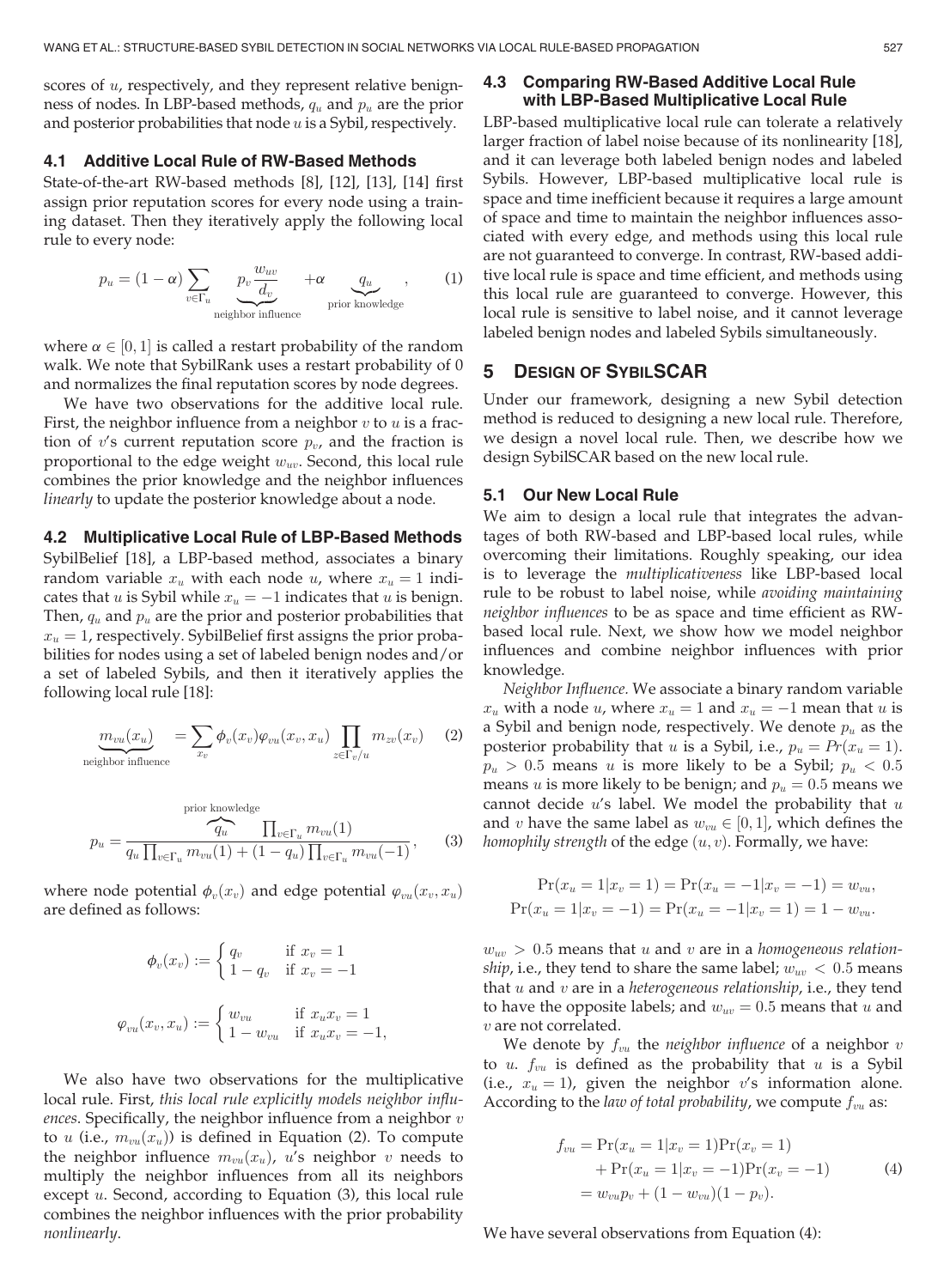scores of $u$, respectively, and they represent relative benignness of nodes. In LBP-based methods, $q_u$ and $p_u$ are the prior and posterior probabilities that node $u$ is a Sybil, respectively.

### 4.1 Additive Local Rule of RW-Based Methods

State-of-the-art RW-based methods [8], [12], [13], [14] first assign prior reputation scores for every node using a training dataset. Then they iteratively apply the following local rule to every node:

$$p_u = (1-\alpha)\sum_{v\in\Gamma_u} \underbrace{p_v \frac{w_{uv}}{d_v}}_{\text{neighbor influence}} + \alpha \underbrace{q_u}_{\text{prior knowledge}}, \tag{1}$$

where $\alpha \in [0,1]$ is called a restart probability of the random walk. We note that SybilRank uses a restart probability of 0 and normalizes the final reputation scores by node degrees.

We have two observations for the additive local rule. First, the neighbor influence from a neighbor $v$ to $u$ is a fraction of $v$'s current reputation score $p_v$, and the fraction is proportional to the edge weight $w_{uv}$. Second, this local rule combines the prior knowledge and the neighbor influences *linearly* to update the posterior knowledge about a node.

### 4.2 Multiplicative Local Rule of LBP-Based Methods

SybilBelief [18], a LBP-based method, associates a binary random variable $x_u$ with each node $u$, where $x_u = 1$ indicates that $u$ is Sybil while $x_u = -1$ indicates that $u$ is benign. Then, $q_u$ and $p_u$ are the prior and posterior probabilities that $x_u = 1$, respectively. SybilBelief first assigns the prior probabilities for nodes using a set of labeled benign nodes and/or a set of labeled Sybils, and then it iteratively applies the following local rule [18]:

$$\underbrace{m_{vu}(x_u)}_{\text{neighbor influence}} = \sum_{x_v} \phi_v(x_v)\varphi_{vu}(x_v, x_u) \prod_{z\in\Gamma_v/u} m_{zv}(x_v) \tag{2}$$

$$p_u = \frac{\overbrace{q_u}^{\text{prior knowledge}} \prod_{v\in\Gamma_u} m_{vu}(1)}{q_u \prod_{v\in\Gamma_u} m_{vu}(1) + (1-q_u)\prod_{v\in\Gamma_u} m_{vu}(-1)}, \tag{3}$$

where node potential $\phi_v(x_v)$ and edge potential $\varphi_{vu}(x_v, x_u)$ are defined as follows:

$$\phi_v(x_v) := \begin{cases} q_v & \text{if } x_v = 1 \\ 1-q_v & \text{if } x_v = -1 \end{cases}$$

$$\varphi_{vu}(x_v, x_u) := \begin{cases} w_{vu} & \text{if } x_u x_v = 1 \\ 1-w_{vu} & \text{if } x_u x_v = -1, \end{cases}$$

We also have two observations for the multiplicative local rule. First, *this local rule explicitly models neighbor influences*. Specifically, the neighbor influence from a neighbor $v$ to $u$ (i.e., $m_{vu}(x_u)$) is defined in Equation (2). To compute the neighbor influence $m_{vu}(x_u)$, $u$'s neighbor $v$ needs to multiply the neighbor influences from all its neighbors except $u$. Second, according to Equation (3), this local rule combines the neighbor influences with the prior probability *nonlinearly*.

### 4.3 Comparing RW-Based Additive Local Rule with LBP-Based Multiplicative Local Rule

LBP-based multiplicative local rule can tolerate a relatively larger fraction of label noise because of its nonlinearity [18], and it can leverage both labeled benign nodes and labeled Sybils. However, LBP-based multiplicative local rule is space and time inefficient because it requires a large amount of space and time to maintain the neighbor influences associated with every edge, and methods using this local rule are not guaranteed to converge. In contrast, RW-based additive local rule is space and time efficient, and methods using this local rule are guaranteed to converge. However, this local rule is sensitive to label noise, and it cannot leverage labeled benign nodes and labeled Sybils simultaneously.

## 5 Design of SybilSCAR

Under our framework, designing a new Sybil detection method is reduced to designing a new local rule. Therefore, we design a novel local rule. Then, we describe how we design SybilSCAR based on the new local rule.

### 5.1 Our New Local Rule

We aim to design a local rule that integrates the advantages of both RW-based and LBP-based local rules, while overcoming their limitations. Roughly speaking, our idea is to leverage the *multiplicativeness* like LBP-based local rule to be robust to label noise, while *avoiding maintaining neighbor influences* to be as space and time efficient as RW-based local rule. Next, we show how we model neighbor influences and combine neighbor influences with prior knowledge.

*Neighbor Influence.* We associate a binary random variable $x_u$ with a node $u$, where $x_u = 1$ and $x_u = -1$ mean that $u$ is a Sybil and benign node, respectively. We denote $p_u$ as the posterior probability that $u$ is a Sybil, i.e., $p_u = Pr(x_u = 1)$. $p_u > 0.5$ means $u$ is more likely to be a Sybil; $p_u < 0.5$ means $u$ is more likely to be benign; and $p_u = 0.5$ means we cannot decide $u$'s label. We model the probability that $u$ and $v$ have the same label as $w_{vu} \in [0,1]$, which defines the *homophily strength* of the edge $(u, v)$. Formally, we have:

$$\Pr(x_u = 1|x_v = 1) = \Pr(x_u = -1|x_v = -1) = w_{vu},$$
$$\Pr(x_u = 1|x_v = -1) = \Pr(x_u = -1|x_v = 1) = 1 - w_{vu}.$$

$w_{uv} > 0.5$ means that $u$ and $v$ are in a *homogeneous relationship*, i.e., they tend to share the same label; $w_{uv} < 0.5$ means that $u$ and $v$ are in a *heterogeneous relationship*, i.e., they tend to have the opposite labels; and $w_{uv} = 0.5$ means that $u$ and $v$ are not correlated.

We denote by $f_{vu}$ the *neighbor influence* of a neighbor $v$ to $u$. $f_{vu}$ is defined as the probability that $u$ is a Sybil (i.e., $x_u = 1$), given the neighbor $v$'s information alone. According to the *law of total probability*, we compute $f_{vu}$ as:

$$\begin{aligned} f_{vu} &= \Pr(x_u = 1|x_v = 1)\Pr(x_v = 1) \\ &\quad + \Pr(x_u = 1|x_v = -1)\Pr(x_v = -1) \\ &= w_{vu}p_v + (1-w_{vu})(1-p_v). \end{aligned} \tag{4}$$

We have several observations from Equation (4):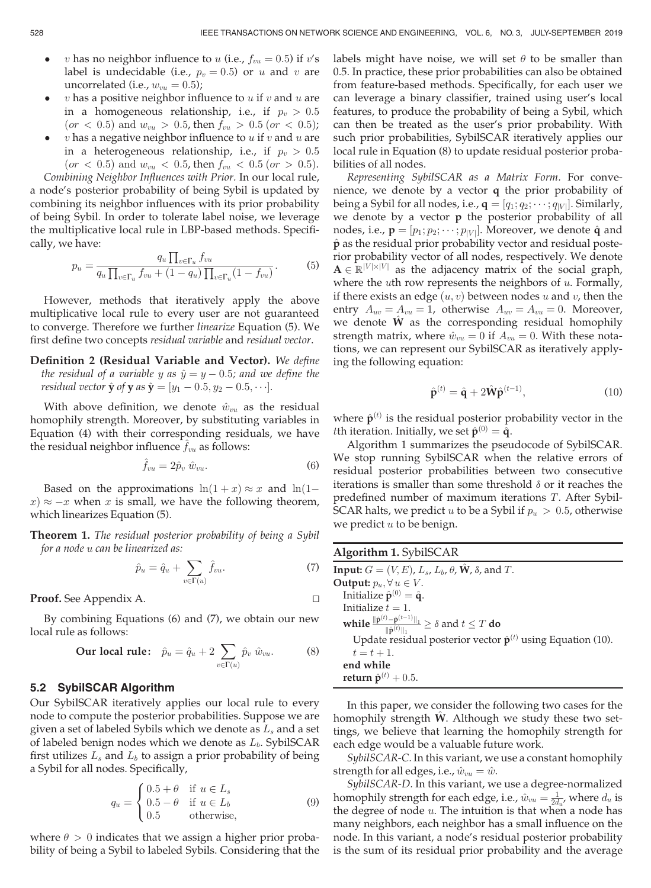- $v$ has no neighbor influence to $u$ (i.e., $f_{vu} = 0.5$) if $v$'s label is undecidable (i.e., $p_v = 0.5$) or $u$ and $v$ are uncorrelated (i.e., $w_{vu} = 0.5$);
- $v$ has a positive neighbor influence to $u$ if $v$ and $u$ are in a homogeneous relationship, i.e., if $p_v > 0.5$ ($or < 0.5$) and $w_{vu} > 0.5$, then $f_{vu} > 0.5$ ($or < 0.5$);
- $v$ has a negative neighbor influence to $u$ if $v$ and $u$ are in a heterogeneous relationship, i.e., if $p_v > 0.5$ ($or < 0.5$) and $w_{vu} < 0.5$, then $f_{vu} < 0.5$ ($or > 0.5$).

*Combining Neighbor Influences with Prior.* In our local rule, a node's posterior probability of being Sybil is updated by combining its neighbor influences with its prior probability of being Sybil. In order to tolerate label noise, we leverage the multiplicative local rule in LBP-based methods. Specifically, we have:

$$p_u = \frac{q_u \prod_{v \in \Gamma_u} f_{vu}}{q_u \prod_{v \in \Gamma_u} f_{vu} + (1 - q_u) \prod_{v \in \Gamma_u} (1 - f_{vu})}. \tag{5}$$

However, methods that iteratively apply the above multiplicative local rule to every user are not guaranteed to converge. Therefore we further *linearize* Equation (5). We first define two concepts *residual variable* and *residual vector*.

**Definition 2 (Residual Variable and Vector).** *We define the residual of a variable $y$ as $\hat{y} = y - 0.5$; and we define the residual vector $\hat{\mathbf{y}}$ of $\mathbf{y}$ as $\hat{\mathbf{y}} = [y_1 - 0.5, y_2 - 0.5, \cdots]$.*

With above definition, we denote $\hat{w}_{vu}$ as the residual homophily strength. Moreover, by substituting variables in Equation (4) with their corresponding residuals, we have the residual neighbor influence $\hat{f}_{vu}$ as follows:

$$\hat{f}_{vu} = 2\hat{p}_v \, \hat{w}_{vu}. \tag{6}$$

Based on the approximations $\ln(1 + x) \approx x$ and $\ln(1 - x) \approx -x$ when $x$ is small, we have the following theorem, which linearizes Equation (5).

**Theorem 1.** *The residual posterior probability of being a Sybil for a node $u$ can be linearized as:*

$$\hat{p}_u = \hat{q}_u + \sum_{v \in \Gamma(u)} \hat{f}_{vu}. \tag{7}$$

**Proof.** See Appendix A. □

By combining Equations (6) and (7), we obtain our new local rule as follows:

$$\textbf{Our local rule:} \quad \hat{p}_u = \hat{q}_u + 2 \sum_{v \in \Gamma(u)} \hat{p}_v \, \hat{w}_{vu}. \tag{8}$$

### 5.2 SybilSCAR Algorithm

Our SybilSCAR iteratively applies our local rule to every node to compute the posterior probabilities. Suppose we are given a set of labeled Sybils which we denote as $L_s$ and a set of labeled benign nodes which we denote as $L_b$. SybilSCAR first utilizes $L_s$ and $L_b$ to assign a prior probability of being a Sybil for all nodes. Specifically,

$$q_u = \begin{cases} 0.5 + \theta & \text{if } u \in L_s \\ 0.5 - \theta & \text{if } u \in L_b \\ 0.5 & \text{otherwise,} \end{cases} \tag{9}$$

where $\theta > 0$ indicates that we assign a higher prior probability of being a Sybil to labeled Sybils. Considering that the labels might have noise, we will set $\theta$ to be smaller than 0.5. In practice, these prior probabilities can also be obtained from feature-based methods. Specifically, for each user we can leverage a binary classifier, trained using user's local features, to produce the probability of being a Sybil, which can then be treated as the user's prior probability. With such prior probabilities, SybilSCAR iteratively applies our local rule in Equation (8) to update residual posterior probabilities of all nodes.

*Representing SybilSCAR as a Matrix Form.* For convenience, we denote by a vector $\mathbf{q}$ the prior probability of being a Sybil for all nodes, i.e., $\mathbf{q} = [q_1; q_2; \cdots; q_{|V|}]$. Similarly, we denote by a vector $\mathbf{p}$ the posterior probability of all nodes, i.e., $\mathbf{p} = [p_1; p_2; \cdots; p_{|V|}]$. Moreover, we denote $\hat{\mathbf{q}}$ and $\hat{\mathbf{p}}$ as the residual prior probability vector and residual posterior probability vector of all nodes, respectively. We denote $\mathbf{A} \in \mathbb{R}^{|V| \times |V|}$ as the adjacency matrix of the social graph, where the $u$th row represents the neighbors of $u$. Formally, if there exists an edge $(u, v)$ between nodes $u$ and $v$, then the entry $A_{uv} = A_{vu} = 1$, otherwise $A_{uv} = A_{vu} = 0$. Moreover, we denote $\hat{\mathbf{W}}$ as the corresponding residual homophily strength matrix, where $\hat{w}_{vu} = 0$ if $A_{vu} = 0$. With these notations, we can represent our SybilSCAR as iteratively applying the following equation:

$$\hat{\mathbf{p}}^{(t)} = \hat{\mathbf{q}} + 2\hat{\mathbf{W}}\hat{\mathbf{p}}^{(t-1)}, \tag{10}$$

where $\hat{\mathbf{p}}^{(t)}$ is the residual posterior probability vector in the $t$th iteration. Initially, we set $\hat{\mathbf{p}}^{(0)} = \hat{\mathbf{q}}$.

Algorithm 1 summarizes the pseudocode of SybilSCAR. We stop running SybilSCAR when the relative errors of residual posterior probabilities between two consecutive iterations is smaller than some threshold $\delta$ or it reaches the predefined number of maximum iterations $T$. After SybilSCAR halts, we predict $u$ to be a Sybil if $p_u > 0.5$, otherwise we predict $u$ to be benign.

**Algorithm 1.** SybilSCAR

**Input:** $G = (V, E)$, $L_s$, $L_b$, $\theta$, $\hat{\mathbf{W}}$, $\delta$, and $T$.
**Output:** $p_u, \forall \, u \in V$.
  Initialize $\hat{\mathbf{p}}^{(0)} = \hat{\mathbf{q}}$.
  Initialize $t = 1$.
  **while** $\frac{\|\hat{\mathbf{p}}^{(t)} - \hat{\mathbf{p}}^{(t-1)}\|_1}{\|\hat{\mathbf{p}}^{(t)}\|_1} \geq \delta$ and $t \leq T$ **do**
    Update residual posterior vector $\hat{\mathbf{p}}^{(t)}$ using Equation (10).
    $t = t + 1$.
  **end while**
  **return** $\hat{\mathbf{p}}^{(t)} + 0.5$.

In this paper, we consider the following two cases for the homophily strength $\hat{\mathbf{W}}$. Although we study these two settings, we believe that learning the homophily strength for each edge would be a valuable future work.

*SybilSCAR-C.* In this variant, we use a constant homophily strength for all edges, i.e., $\hat{w}_{vu} = \hat{w}$.

*SybilSCAR-D.* In this variant, we use a degree-normalized homophily strength for each edge, i.e., $\hat{w}_{vu} = \frac{1}{2d_u}$, where $d_u$ is the degree of node $u$. The intuition is that when a node has many neighbors, each neighbor has a small influence on the node. In this variant, a node's residual posterior probability is the sum of its residual prior probability and the average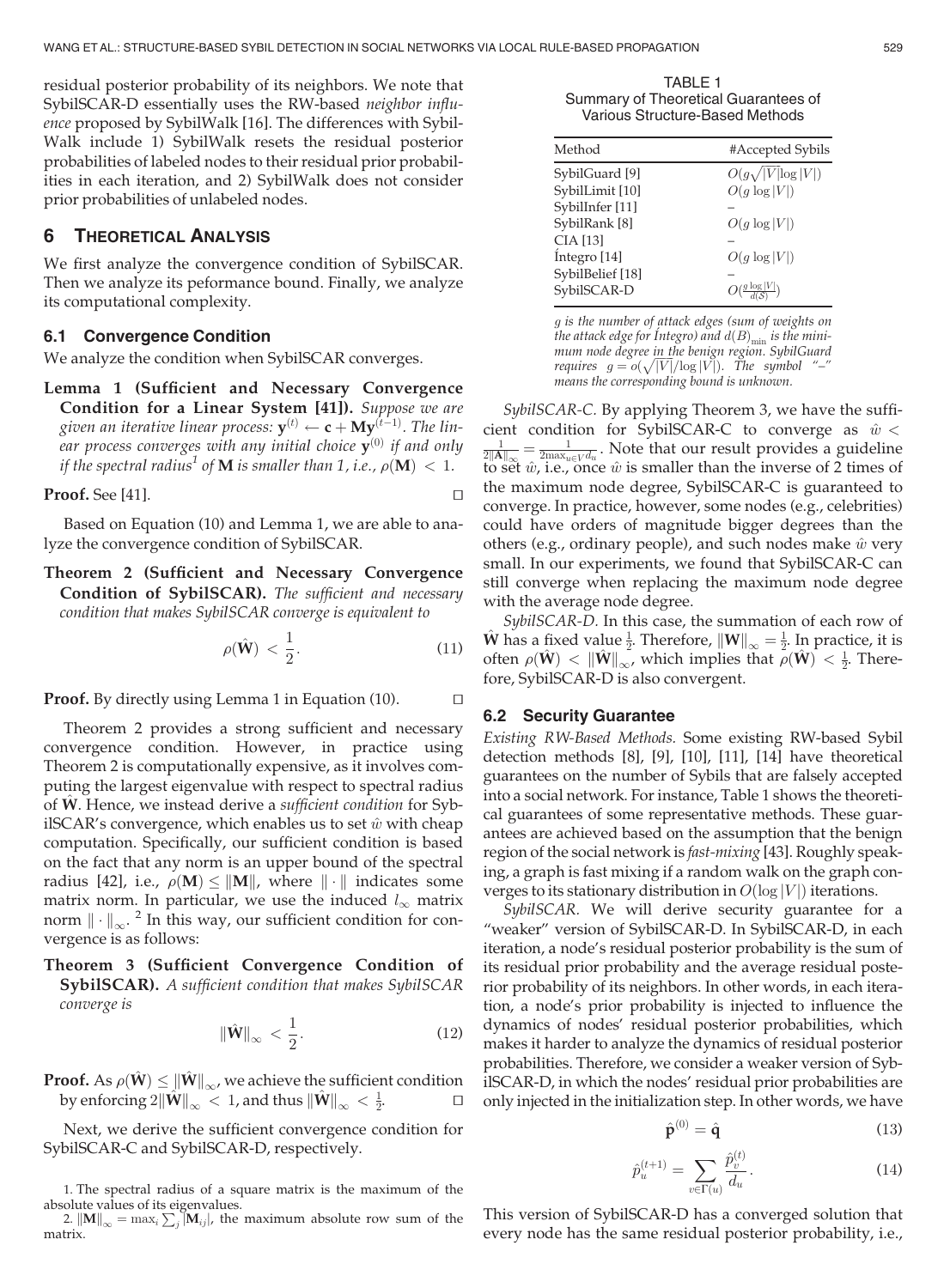residual posterior probability of its neighbors. We note that SybilSCAR-D essentially uses the RW-based *neighbor influence* proposed by SybilWalk [16]. The differences with SybilWalk include 1) SybilWalk resets the residual posterior probabilities of labeled nodes to their residual prior probabilities in each iteration, and 2) SybilWalk does not consider prior probabilities of unlabeled nodes.

## 6 Theoretical Analysis

We first analyze the convergence condition of SybilSCAR. Then we analyze its peformance bound. Finally, we analyze its computational complexity.

### 6.1 Convergence Condition

We analyze the condition when SybilSCAR converges.

**Lemma 1 (Sufficient and Necessary Convergence Condition for a Linear System [41]).** *Suppose we are given an iterative linear process:* $\mathbf{y}^{(t)} \leftarrow \mathbf{c} + \mathbf{M}\mathbf{y}^{(t-1)}$. *The linear process converges with any initial choice* $\mathbf{y}^{(0)}$ *if and only if the spectral radius[1] of* $\mathbf{M}$ *is smaller than 1, i.e.,* $\rho(\mathbf{M}) < 1$.

**Proof.** See [41]. □

Based on Equation (10) and Lemma 1, we are able to analyze the convergence condition of SybilSCAR.

**Theorem 2 (Sufficient and Necessary Convergence Condition of SybilSCAR).** *The sufficient and necessary condition that makes SybilSCAR converge is equivalent to*

$$\rho(\hat{\mathbf{W}}) < \frac{1}{2}. \tag{11}$$

**Proof.** By directly using Lemma 1 in Equation (10). □

Theorem 2 provides a strong sufficient and necessary convergence condition. However, in practice using Theorem 2 is computationally expensive, as it involves computing the largest eigenvalue with respect to spectral radius of $\hat{\mathbf{W}}$. Hence, we instead derive a *sufficient condition* for SybilSCAR's convergence, which enables us to set $\hat{w}$ with cheap computation. Specifically, our sufficient condition is based on the fact that any norm is an upper bound of the spectral radius [42], i.e., $\rho(\mathbf{M}) \leq \|\mathbf{M}\|$, where $\|\cdot\|$ indicates some matrix norm. In particular, we use the induced $l_\infty$ matrix norm $\|\cdot\|_\infty$. [2] In this way, our sufficient condition for convergence is as follows:

**Theorem 3 (Sufficient Convergence Condition of SybilSCAR).** *A sufficient condition that makes SybilSCAR converge is*

$$\|\hat{\mathbf{W}}\|_\infty < \frac{1}{2}. \tag{12}$$

**Proof.** As $\rho(\hat{\mathbf{W}}) \leq \|\hat{\mathbf{W}}\|_\infty$, we achieve the sufficient condition by enforcing $2\|\hat{\mathbf{W}}\|_\infty < 1$, and thus $\|\hat{\mathbf{W}}\|_\infty < \frac{1}{2}$. □

Next, we derive the sufficient convergence condition for SybilSCAR-C and SybilSCAR-D, respectively.

1. The spectral radius of a square matrix is the maximum of the absolute values of its eigenvalues.

2. $\|\mathbf{M}\|_\infty = \max_i \sum_j |\mathbf{M}_{ij}|$, the maximum absolute row sum of the matrix.

TABLE 1
Summary of Theoretical Guarantees of Various Structure-Based Methods

| Method | #Accepted Sybils |
|---|---|
| SybilGuard [9] | $O(g\sqrt{\|V\|}\log\|V\|)$ |
| SybilLimit [10] | $O(g\log\|V\|)$ |
| SybilInfer [11] | – |
| SybilRank [8] | $O(g\log\|V\|)$ |
| CIA [13] | – |
| Íntegro [14] | $O(g\log\|V\|)$ |
| SybilBelief [18] | – |
| SybilSCAR-D | $O(\frac{g\log\|V\|}{d(\mathcal{S})})$ |

*g is the number of attack edges (sum of weights on the attack edge for Íntegro) and* $d(B)_{\min}$ *is the minimum node degree in the benign region. SybilGuard requires* $g = o(\sqrt{|V|}/\log|V|)$. *The symbol "–" means the corresponding bound is unknown.*

*SybilSCAR-C.* By applying Theorem 3, we have the sufficient condition for SybilSCAR-C to converge as $\hat{w} < \frac{1}{2\|\mathbf{A}\|_\infty} = \frac{1}{2\max_{u\in V} d_u}$. Note that our result provides a guideline to set $\hat{w}$, i.e., once $\hat{w}$ is smaller than the inverse of 2 times of the maximum node degree, SybilSCAR-C is guaranteed to converge. In practice, however, some nodes (e.g., celebrities) could have orders of magnitude bigger degrees than the others (e.g., ordinary people), and such nodes make $\hat{w}$ very small. In our experiments, we found that SybilSCAR-C can still converge when replacing the maximum node degree with the average node degree.

*SybilSCAR-D.* In this case, the summation of each row of $\hat{\mathbf{W}}$ has a fixed value $\frac{1}{2}$. Therefore, $\|\mathbf{W}\|_\infty = \frac{1}{2}$. In practice, it is often $\rho(\hat{\mathbf{W}}) < \|\hat{\mathbf{W}}\|_\infty$, which implies that $\rho(\hat{\mathbf{W}}) < \frac{1}{2}$. Therefore, SybilSCAR-D is also convergent.

### 6.2 Security Guarantee

*Existing RW-Based Methods.* Some existing RW-based Sybil detection methods [8], [9], [10], [11], [14] have theoretical guarantees on the number of Sybils that are falsely accepted into a social network. For instance, Table 1 shows the theoretical guarantees of some representative methods. These guarantees are achieved based on the assumption that the benign region of the social network is *fast-mixing* [43]. Roughly speaking, a graph is fast mixing if a random walk on the graph converges to its stationary distribution in $O(\log|V|)$ iterations.

*SybilSCAR.* We will derive security guarantee for a "weaker" version of SybilSCAR-D. In SybilSCAR-D, in each iteration, a node's residual posterior probability is the sum of its residual prior probability and the average residual posterior probability of its neighbors. In other words, in each iteration, a node's prior probability is injected to influence the dynamics of nodes' residual posterior probabilities, which makes it harder to analyze the dynamics of residual posterior probabilities. Therefore, we consider a weaker version of SybilSCAR-D, in which the nodes' residual prior probabilities are only injected in the initialization step. In other words, we have

$$\hat{\mathbf{p}}^{(0)} = \hat{\mathbf{q}} \tag{13}$$

$$\hat{p}_u^{(t+1)} = \sum_{v\in\Gamma(u)} \frac{\hat{p}_v^{(t)}}{d_u}. \tag{14}$$

This version of SybilSCAR-D has a converged solution that every node has the same residual posterior probability, i.e.,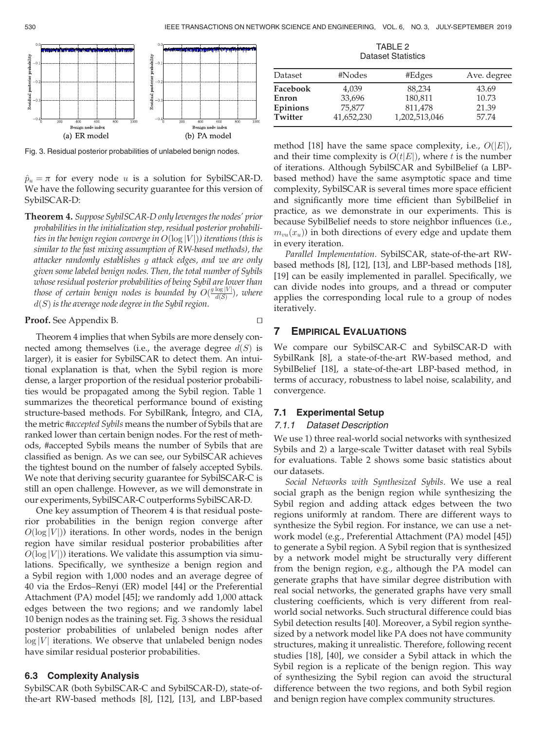Fig. 3. Residual posterior probabilities of unlabeled benign nodes.

$\hat{p}_u = \pi$ for every node $u$ is a solution for SybilSCAR-D. We have the following security guarantee for this version of SybilSCAR-D:

**Theorem 4.** *Suppose SybilSCAR-D only leverages the nodes' prior probabilities in the initialization step, residual posterior probabilities in the benign region converge in $O(\log |V|)$ iterations (this is similar to the fast mixing assumption of RW-based methods), the attacker randomly establishes $g$ attack edges, and we are only given some labeled benign nodes. Then, the total number of Sybils whose residual posterior probabilities of being Sybil are lower than those of certain benign nodes is bounded by $O(\frac{g \log |V|}{d(S)})$, where $d(S)$ is the average node degree in the Sybil region.*

**Proof.** See Appendix B. □

Theorem 4 implies that when Sybils are more densely connected among themselves (i.e., the average degree $d(S)$ is larger), it is easier for SybilSCAR to detect them. An intuitional explanation is that, when the Sybil region is more dense, a larger proportion of the residual posterior probabilities would be propagated among the Sybil region. Table 1 summarizes the theoretical performance bound of existing structure-based methods. For SybilRank, Íntegro, and CIA, the metric *#accepted Sybils* means the number of Sybils that are ranked lower than certain benign nodes. For the rest of methods, #accepted Sybils means the number of Sybils that are classified as benign. As we can see, our SybilSCAR achieves the tightest bound on the number of falsely accepted Sybils. We note that deriving security guarantee for SybilSCAR-C is still an open challenge. However, as we will demonstrate in our experiments, SybilSCAR-C outperforms SybilSCAR-D.

One key assumption of Theorem 4 is that residual posterior probabilities in the benign region converge after $O(\log |V|)$ iterations. In other words, nodes in the benign region have similar residual posterior probabilities after $O(\log |V|)$ iterations. We validate this assumption via simulations. Specifically, we synthesize a benign region and a Sybil region with 1,000 nodes and an average degree of 40 via the Erdos–Renyi (ER) model [44] or the Preferential Attachment (PA) model [45]; we randomly add 1,000 attack edges between the two regions; and we randomly label 10 benign nodes as the training set. Fig. 3 shows the residual posterior probabilities of unlabeled benign nodes after $\log |V|$ iterations. We observe that unlabeled benign nodes have similar residual posterior probabilities.

### 6.3 Complexity Analysis

SybilSCAR (both SybilSCAR-C and SybilSCAR-D), state-of-the-art RW-based methods [8], [12], [13], and LBP-based method [18] have the same space complexity, i.e., $O(|E|)$, and their time complexity is $O(t|E|)$, where $t$ is the number of iterations. Although SybilSCAR and SybilBelief (a LBP-based method) have the same asymptotic space and time complexity, SybilSCAR is several times more space efficient and significantly more time efficient than SybilBelief in practice, as we demonstrate in our experiments. This is because SybilBelief needs to store neighbor influences (i.e., $m_{vu}(x_u)$) in both directions of every edge and update them in every iteration.

*Parallel Implementation.* SybilSCAR, state-of-the-art RW-based methods [8], [12], [13], and LBP-based methods [18], [19] can be easily implemented in parallel. Specifically, we can divide nodes into groups, and a thread or computer applies the corresponding local rule to a group of nodes iteratively.

## 7 Empirical Evaluations

We compare our SybilSCAR-C and SybilSCAR-D with SybilRank [8], a state-of-the-art RW-based method, and SybilBelief [18], a state-of-the-art LBP-based method, in terms of accuracy, robustness to label noise, scalability, and convergence.

### 7.1 Experimental Setup

#### 7.1.1 Dataset Description

We use 1) three real-world social networks with synthesized Sybils and 2) a large-scale Twitter dataset with real Sybils for evaluations. Table 2 shows some basic statistics about our datasets.

TABLE 2
Dataset Statistics

| Dataset | #Nodes | #Edges | Ave. degree |
|---|---|---|---|
| **Facebook** | 4,039 | 88,234 | 43.69 |
| **Enron** | 33,696 | 180,811 | 10.73 |
| **Epinions** | 75,877 | 811,478 | 21.39 |
| **Twitter** | 41,652,230 | 1,202,513,046 | 57.74 |

*Social Networks with Synthesized Sybils.* We use a real social graph as the benign region while synthesizing the Sybil region and adding attack edges between the two regions uniformly at random. There are different ways to synthesize the Sybil region. For instance, we can use a network model (e.g., Preferential Attachment (PA) model [45]) to generate a Sybil region. A Sybil region that is synthesized by a network model might be structurally very different from the benign region, e.g., although the PA model can generate graphs that have similar degree distribution with real social networks, the generated graphs have very small clustering coefficients, which is very different from real-world social networks. Such structural difference could bias Sybil detection results [40]. Moreover, a Sybil region synthesized by a network model like PA does not have community structures, making it unrealistic. Therefore, following recent studies [18], [40], we consider a Sybil attack in which the Sybil region is a replicate of the benign region. This way of synthesizing the Sybil region can avoid the structural difference between the two regions, and both Sybil region and benign region have complex community structures.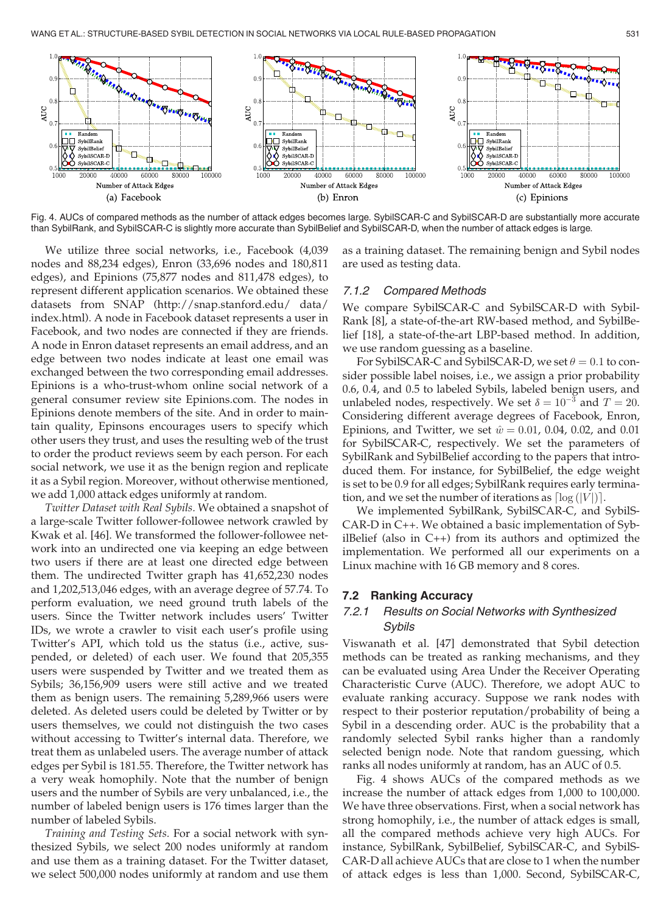Fig. 4. AUCs of compared methods as the number of attack edges becomes large. SybilSCAR-C and SybilSCAR-D are substantially more accurate than SybilRank, and SybilSCAR-C is slightly more accurate than SybilBelief and SybilSCAR-D, when the number of attack edges is large.

We utilize three social networks, i.e., Facebook (4,039 nodes and 88,234 edges), Enron (33,696 nodes and 180,811 edges), and Epinions (75,877 nodes and 811,478 edges), to represent different application scenarios. We obtained these datasets from SNAP (http://snap.stanford.edu/ data/ index.html). A node in Facebook dataset represents a user in Facebook, and two nodes are connected if they are friends. A node in Enron dataset represents an email address, and an edge between two nodes indicate at least one email was exchanged between the two corresponding email addresses. Epinions is a who-trust-whom online social network of a general consumer review site Epinions.com. The nodes in Epinions denote members of the site. And in order to maintain quality, Epinsons encourages users to specify which other users they trust, and uses the resulting web of the trust to order the product reviews seem by each person. For each social network, we use it as the benign region and replicate it as a Sybil region. Moreover, without otherwise mentioned, we add 1,000 attack edges uniformly at random.

*Twitter Dataset with Real Sybils.* We obtained a snapshot of a large-scale Twitter follower-followee network crawled by Kwak et al. [46]. We transformed the follower-followee network into an undirected one via keeping an edge between two users if there are at least one directed edge between them. The undirected Twitter graph has 41,652,230 nodes and 1,202,513,046 edges, with an average degree of 57.74. To perform evaluation, we need ground truth labels of the users. Since the Twitter network includes users' Twitter IDs, we wrote a crawler to visit each user's profile using Twitter's API, which told us the status (i.e., active, suspended, or deleted) of each user. We found that 205,355 users were suspended by Twitter and we treated them as Sybils; 36,156,909 users were still active and we treated them as benign users. The remaining 5,289,966 users were deleted. As deleted users could be deleted by Twitter or by users themselves, we could not distinguish the two cases without accessing to Twitter's internal data. Therefore, we treat them as unlabeled users. The average number of attack edges per Sybil is 181.55. Therefore, the Twitter network has a very weak homophily. Note that the number of benign users and the number of Sybils are very unbalanced, i.e., the number of labeled benign users is 176 times larger than the number of labeled Sybils.

*Training and Testing Sets.* For a social network with synthesized Sybils, we select 200 nodes uniformly at random and use them as a training dataset. For the Twitter dataset, we select 500,000 nodes uniformly at random and use them as a training dataset. The remaining benign and Sybil nodes are used as testing data.

### 7.1.2 Compared Methods

We compare SybilSCAR-C and SybilSCAR-D with SybilRank [8], a state-of-the-art RW-based method, and SybilBelief [18], a state-of-the-art LBP-based method. In addition, we use random guessing as a baseline.

For SybilSCAR-C and SybilSCAR-D, we set $\theta = 0.1$ to consider possible label noises, i.e., we assign a prior probability 0.6, 0.4, and 0.5 to labeled Sybils, labeled benign users, and unlabeled nodes, respectively. We set $\delta = 10^{-3}$ and $T = 20$. Considering different average degrees of Facebook, Enron, Epinions, and Twitter, we set $\hat{w} = 0.01$, 0.04, 0.02, and 0.01 for SybilSCAR-C, respectively. We set the parameters of SybilRank and SybilBelief according to the papers that introduced them. For instance, for SybilBelief, the edge weight is set to be 0.9 for all edges; SybilRank requires early termination, and we set the number of iterations as $\lceil \log(|V|) \rceil$.

We implemented SybilRank, SybilSCAR-C, and SybilSCAR-D in C++. We obtained a basic implementation of SybilBelief (also in C++) from its authors and optimized the implementation. We performed all our experiments on a Linux machine with 16 GB memory and 8 cores.

## 7.2 Ranking Accuracy

### 7.2.1 Results on Social Networks with Synthesized Sybils

Viswanath et al. [47] demonstrated that Sybil detection methods can be treated as ranking mechanisms, and they can be evaluated using Area Under the Receiver Operating Characteristic Curve (AUC). Therefore, we adopt AUC to evaluate ranking accuracy. Suppose we rank nodes with respect to their posterior reputation/probability of being a Sybil in a descending order. AUC is the probability that a randomly selected Sybil ranks higher than a randomly selected benign node. Note that random guessing, which ranks all nodes uniformly at random, has an AUC of 0.5.

Fig. 4 shows AUCs of the compared methods as we increase the number of attack edges from 1,000 to 100,000. We have three observations. First, when a social network has strong homophily, i.e., the number of attack edges is small, all the compared methods achieve very high AUCs. For instance, SybilRank, SybilBelief, SybilSCAR-C, and SybilSCAR-D all achieve AUCs that are close to 1 when the number of attack edges is less than 1,000. Second, SybilSCAR-C,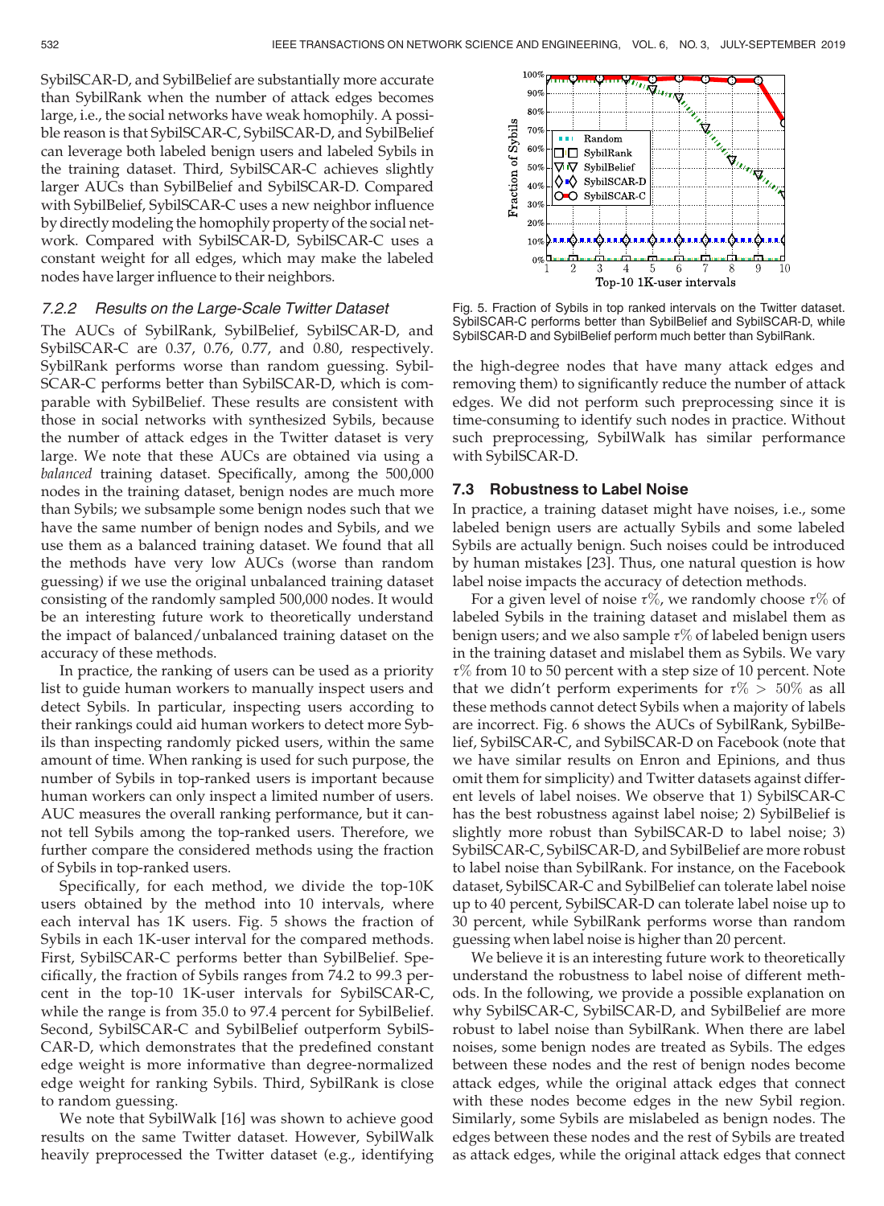SybilSCAR-D, and SybilBelief are substantially more accurate than SybilRank when the number of attack edges becomes large, i.e., the social networks have weak homophily. A possible reason is that SybilSCAR-C, SybilSCAR-D, and SybilBelief can leverage both labeled benign users and labeled Sybils in the training dataset. Third, SybilSCAR-C achieves slightly larger AUCs than SybilBelief and SybilSCAR-D. Compared with SybilBelief, SybilSCAR-C uses a new neighbor influence by directly modeling the homophily property of the social network. Compared with SybilSCAR-D, SybilSCAR-C uses a constant weight for all edges, which may make the labeled nodes have larger influence to their neighbors.

#### 7.2.2 Results on the Large-Scale Twitter Dataset

The AUCs of SybilRank, SybilBelief, SybilSCAR-D, and SybilSCAR-C are 0.37, 0.76, 0.77, and 0.80, respectively. SybilRank performs worse than random guessing. SybilSCAR-C performs better than SybilSCAR-D, which is comparable with SybilBelief. These results are consistent with those in social networks with synthesized Sybils, because the number of attack edges in the Twitter dataset is very large. We note that these AUCs are obtained via using a *balanced* training dataset. Specifically, among the 500,000 nodes in the training dataset, benign nodes are much more than Sybils; we subsample some benign nodes such that we have the same number of benign nodes and Sybils, and we use them as a balanced training dataset. We found that all the methods have very low AUCs (worse than random guessing) if we use the original unbalanced training dataset consisting of the randomly sampled 500,000 nodes. It would be an interesting future work to theoretically understand the impact of balanced/unbalanced training dataset on the accuracy of these methods.

In practice, the ranking of users can be used as a priority list to guide human workers to manually inspect users and detect Sybils. In particular, inspecting users according to their rankings could aid human workers to detect more Sybils than inspecting randomly picked users, within the same amount of time. When ranking is used for such purpose, the number of Sybils in top-ranked users is important because human workers can only inspect a limited number of users. AUC measures the overall ranking performance, but it cannot tell Sybils among the top-ranked users. Therefore, we further compare the considered methods using the fraction of Sybils in top-ranked users.

Specifically, for each method, we divide the top-10K users obtained by the method into 10 intervals, where each interval has 1K users. Fig. 5 shows the fraction of Sybils in each 1K-user interval for the compared methods. First, SybilSCAR-C performs better than SybilBelief. Specifically, the fraction of Sybils ranges from 74.2 to 99.3 percent in the top-10 1K-user intervals for SybilSCAR-C, while the range is from 35.0 to 97.4 percent for SybilBelief. Second, SybilSCAR-C and SybilBelief outperform SybilSCAR-D, which demonstrates that the predefined constant edge weight is more informative than degree-normalized edge weight for ranking Sybils. Third, SybilRank is close to random guessing.

We note that SybilWalk [16] was shown to achieve good results on the same Twitter dataset. However, SybilWalk heavily preprocessed the Twitter dataset (e.g., identifying the high-degree nodes that have many attack edges and removing them) to significantly reduce the number of attack edges. We did not perform such preprocessing since it is time-consuming to identify such nodes in practice. Without such preprocessing, SybilWalk has similar performance with SybilSCAR-D.

Fig. 5. Fraction of Sybils in top ranked intervals on the Twitter dataset. SybilSCAR-C performs better than SybilBelief and SybilSCAR-D, while SybilSCAR-D and SybilBelief perform much better than SybilRank.

### 7.3 Robustness to Label Noise

In practice, a training dataset might have noises, i.e., some labeled benign users are actually Sybils and some labeled Sybils are actually benign. Such noises could be introduced by human mistakes [23]. Thus, one natural question is how label noise impacts the accuracy of detection methods.

For a given level of noise $\tau\%$, we randomly choose $\tau\%$ of labeled Sybils in the training dataset and mislabel them as benign users; and we also sample $\tau\%$ of labeled benign users in the training dataset and mislabel them as Sybils. We vary $\tau\%$ from 10 to 50 percent with a step size of 10 percent. Note that we didn't perform experiments for $\tau\% > 50\%$ as all these methods cannot detect Sybils when a majority of labels are incorrect. Fig. 6 shows the AUCs of SybilRank, SybilBelief, SybilSCAR-C, and SybilSCAR-D on Facebook (note that we have similar results on Enron and Epinions, and thus omit them for simplicity) and Twitter datasets against different levels of label noises. We observe that 1) SybilSCAR-C has the best robustness against label noise; 2) SybilBelief is slightly more robust than SybilSCAR-D to label noise; 3) SybilSCAR-C, SybilSCAR-D, and SybilBelief are more robust to label noise than SybilRank. For instance, on the Facebook dataset, SybilSCAR-C and SybilBelief can tolerate label noise up to 40 percent, SybilSCAR-D can tolerate label noise up to 30 percent, while SybilRank performs worse than random guessing when label noise is higher than 20 percent.

We believe it is an interesting future work to theoretically understand the robustness to label noise of different methods. In the following, we provide a possible explanation on why SybilSCAR-C, SybilSCAR-D, and SybilBelief are more robust to label noise than SybilRank. When there are label noises, some benign nodes are treated as Sybils. The edges between these nodes and the rest of benign nodes become attack edges, while the original attack edges that connect with these nodes become edges in the new Sybil region. Similarly, some Sybils are mislabeled as benign nodes. The edges between these nodes and the rest of Sybils are treated as attack edges, while the original attack edges that connect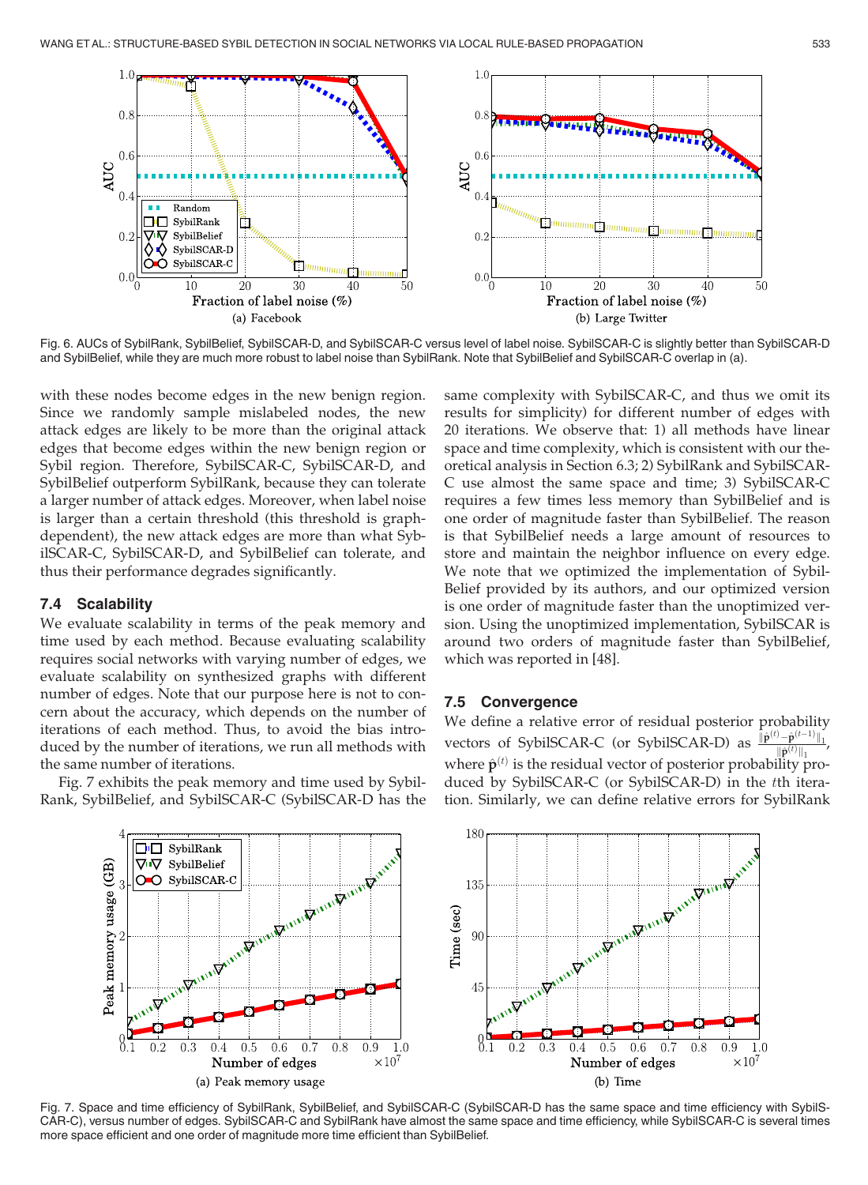Fig. 6. AUCs of SybilRank, SybilBelief, SybilSCAR-D, and SybilSCAR-C versus level of label noise. SybilSCAR-C is slightly better than SybilSCAR-D and SybilBelief, while they are much more robust to label noise than SybilRank. Note that SybilBelief and SybilSCAR-C overlap in (a).

with these nodes become edges in the new benign region. Since we randomly sample mislabeled nodes, the new attack edges are likely to be more than the original attack edges that become edges within the new benign region or Sybil region. Therefore, SybilSCAR-C, SybilSCAR-D, and SybilBelief outperform SybilRank, because they can tolerate a larger number of attack edges. Moreover, when label noise is larger than a certain threshold (this threshold is graph-dependent), the new attack edges are more than what SybilSCAR-C, SybilSCAR-D, and SybilBelief can tolerate, and thus their performance degrades significantly.

### 7.4 Scalability

We evaluate scalability in terms of the peak memory and time used by each method. Because evaluating scalability requires social networks with varying number of edges, we evaluate scalability on synthesized graphs with different number of edges. Note that our purpose here is not to concern about the accuracy, which depends on the number of iterations of each method. Thus, to avoid the bias introduced by the number of iterations, we run all methods with the same number of iterations.

Fig. 7 exhibits the peak memory and time used by SybilRank, SybilBelief, and SybilSCAR-C (SybilSCAR-D has the same complexity with SybilSCAR-C, and thus we omit its results for simplicity) for different number of edges with 20 iterations. We observe that: 1) all methods have linear space and time complexity, which is consistent with our theoretical analysis in Section 6.3; 2) SybilRank and SybilSCAR-C use almost the same space and time; 3) SybilSCAR-C requires a few times less memory than SybilBelief and is one order of magnitude faster than SybilBelief. The reason is that SybilBelief needs a large amount of resources to store and maintain the neighbor influence on every edge. We note that we optimized the implementation of SybilBelief provided by its authors, and our optimized version is one order of magnitude faster than the unoptimized version. Using the unoptimized implementation, SybilSCAR is around two orders of magnitude faster than SybilBelief, which was reported in [48].

### 7.5 Convergence

We define a relative error of residual posterior probability vectors of SybilSCAR-C (or SybilSCAR-D) as $\frac{\|\hat{\mathbf{p}}^{(t)}-\hat{\mathbf{p}}^{(t-1)}\|_1}{\|\hat{\mathbf{p}}^{(t)}\|_1}$, where $\hat{\mathbf{p}}^{(t)}$ is the residual vector of posterior probability produced by SybilSCAR-C (or SybilSCAR-D) in the $t$th iteration. Similarly, we can define relative errors for SybilRank

Fig. 7. Space and time efficiency of SybilRank, SybilBelief, and SybilSCAR-C (SybilSCAR-D has the same space and time efficiency with SybilSCAR-C), versus number of edges. SybilSCAR-C and SybilRank have almost the same space and time efficiency, while SybilSCAR-C is several times more space efficient and one order of magnitude more time efficient than SybilBelief.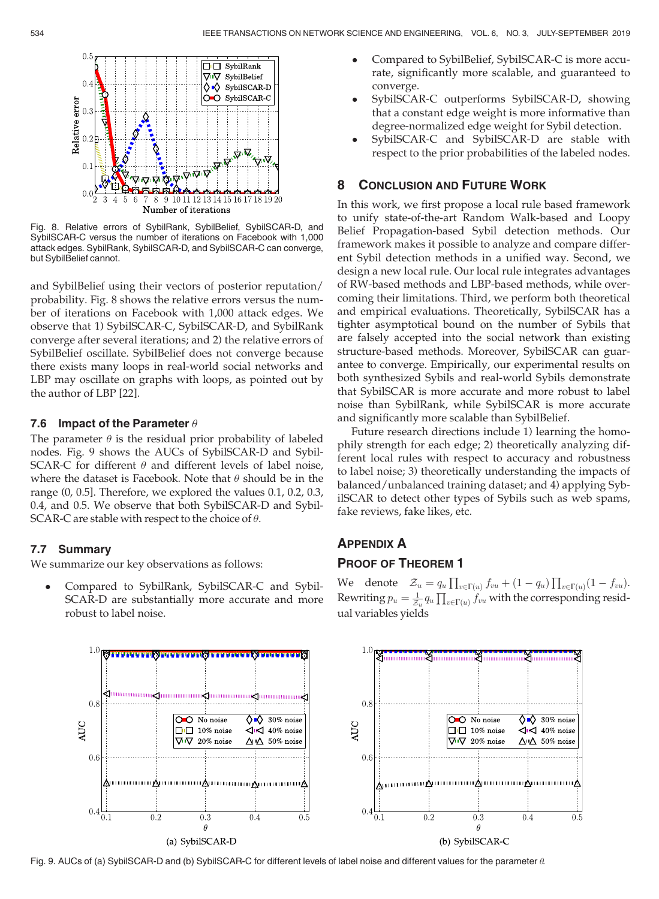Fig. 8. Relative errors of SybilRank, SybilBelief, SybilSCAR-D, and SybilSCAR-C versus the number of iterations on Facebook with 1,000 attack edges. SybilRank, SybilSCAR-D, and SybilSCAR-C can converge, but SybilBelief cannot.

and SybilBelief using their vectors of posterior reputation/probability. Fig. 8 shows the relative errors versus the number of iterations on Facebook with 1,000 attack edges. We observe that 1) SybilSCAR-C, SybilSCAR-D, and SybilRank converge after several iterations; and 2) the relative errors of SybilBelief oscillate. SybilBelief does not converge because there exists many loops in real-world social networks and LBP may oscillate on graphs with loops, as pointed out by the author of LBP [22].

### 7.6 Impact of the Parameter $\theta$

The parameter $\theta$ is the residual prior probability of labeled nodes. Fig. 9 shows the AUCs of SybilSCAR-D and SybilSCAR-C for different $\theta$ and different levels of label noise, where the dataset is Facebook. Note that $\theta$ should be in the range (0, 0.5]. Therefore, we explored the values 0.1, 0.2, 0.3, 0.4, and 0.5. We observe that both SybilSCAR-D and SybilSCAR-C are stable with respect to the choice of $\theta$.

### 7.7 Summary

We summarize our key observations as follows:

- Compared to SybilRank, SybilSCAR-C and SybilSCAR-D are substantially more accurate and more robust to label noise.
- Compared to SybilBelief, SybilSCAR-C is more accurate, significantly more scalable, and guaranteed to converge.
- SybilSCAR-C outperforms SybilSCAR-D, showing that a constant edge weight is more informative than degree-normalized edge weight for Sybil detection.
- SybilSCAR-C and SybilSCAR-D are stable with respect to the prior probabilities of the labeled nodes.

## 8 Conclusion and Future Work

In this work, we first propose a local rule based framework to unify state-of-the-art Random Walk-based and Loopy Belief Propagation-based Sybil detection methods. Our framework makes it possible to analyze and compare different Sybil detection methods in a unified way. Second, we design a new local rule. Our local rule integrates advantages of RW-based methods and LBP-based methods, while overcoming their limitations. Third, we perform both theoretical and empirical evaluations. Theoretically, SybilSCAR has a tighter asymptotical bound on the number of Sybils that are falsely accepted into the social network than existing structure-based methods. Moreover, SybilSCAR can guarantee to converge. Empirically, our experimental results on both synthesized Sybils and real-world Sybils demonstrate that SybilSCAR is more accurate and more robust to label noise than SybilRank, while SybilSCAR is more accurate and significantly more scalable than SybilBelief.

Future research directions include 1) learning the homophily strength for each edge; 2) theoretically analyzing different local rules with respect to accuracy and robustness to label noise; 3) theoretically understanding the impacts of balanced/unbalanced training dataset; and 4) applying SybilSCAR to detect other types of Sybils such as web spams, fake reviews, fake likes, etc.

## Appendix A

## Proof of Theorem 1

We denote $\mathcal{Z}_u = q_u \prod_{v\in\Gamma(u)} f_{vu} + (1-q_u)\prod_{v\in\Gamma(u)}(1-f_{vu})$. Rewriting $p_u = \frac{1}{\mathcal{Z}_u} q_u \prod_{v\in\Gamma(u)} f_{vu}$ with the corresponding residual variables yields

Fig. 9. AUCs of (a) SybilSCAR-D and (b) SybilSCAR-C for different levels of label noise and different values for the parameter $\theta$.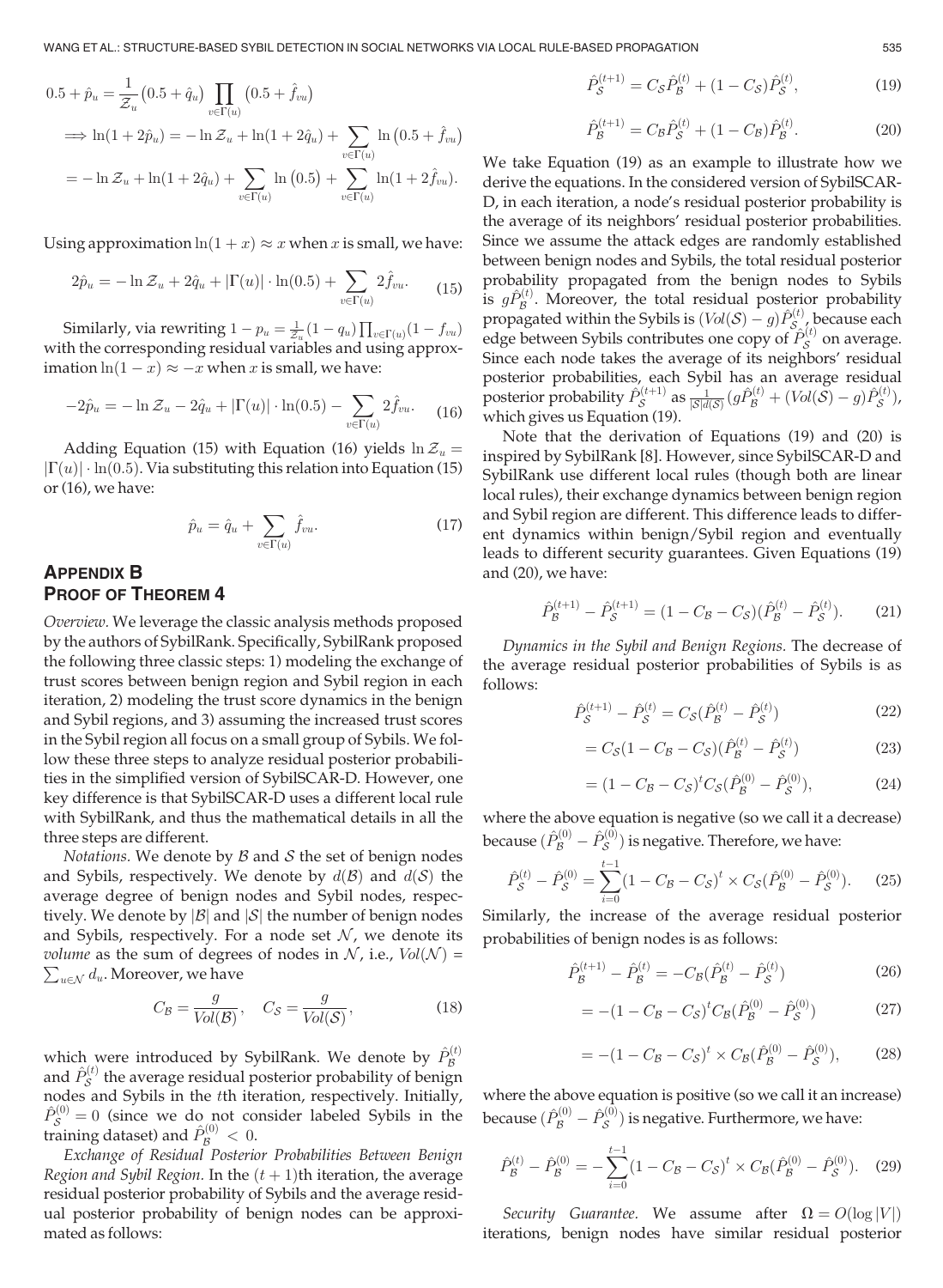$$
\begin{aligned}
0.5+\hat{p}_u &= \frac{1}{\mathcal{Z}_u}\left(0.5+\hat{q}_u\right)\prod_{v\in\Gamma(u)}\left(0.5+\hat{f}_{vu}\right) \\
\Longrightarrow \ln(1+2\hat{p}_u) &= -\ln\mathcal{Z}_u + \ln(1+2\hat{q}_u) + \sum_{v\in\Gamma(u)}\ln\left(0.5+\hat{f}_{vu}\right) \\
&= -\ln\mathcal{Z}_u + \ln(1+2\hat{q}_u) + \sum_{v\in\Gamma(u)}\ln\left(0.5\right) + \sum_{v\in\Gamma(u)}\ln(1+2\hat{f}_{vu}).
\end{aligned}
$$

Using approximation $\ln(1+x)\approx x$ when $x$ is small, we have:

$$
2\hat{p}_u = -\ln\mathcal{Z}_u + 2\hat{q}_u + |\Gamma(u)|\cdot\ln(0.5) + \sum_{v\in\Gamma(u)}2\hat{f}_{vu}. \tag{15}
$$

Similarly, via rewriting $1-p_u=\frac{1}{\mathcal{Z}_u}(1-q_u)\prod_{v\in\Gamma(u)}(1-f_{vu})$ with the corresponding residual variables and using approximation $\ln(1-x)\approx -x$ when $x$ is small, we have:

$$
-2\hat{p}_u = -\ln\mathcal{Z}_u - 2\hat{q}_u + |\Gamma(u)|\cdot\ln(0.5) - \sum_{v\in\Gamma(u)}2\hat{f}_{vu}. \tag{16}
$$

Adding Equation (15) with Equation (16) yields $\ln\mathcal{Z}_u = |\Gamma(u)|\cdot\ln(0.5)$. Via substituting this relation into Equation (15) or (16), we have:

$$
\hat{p}_u = \hat{q}_u + \sum_{v\in\Gamma(u)}\hat{f}_{vu}. \tag{17}
$$

# Appendix B
## Proof of Theorem 4

*Overview.* We leverage the classic analysis methods proposed by the authors of SybilRank. Specifically, SybilRank proposed the following three classic steps: 1) modeling the exchange of trust scores between benign region and Sybil region in each iteration, 2) modeling the trust score dynamics in the benign and Sybil regions, and 3) assuming the increased trust scores in the Sybil region all focus on a small group of Sybils. We follow these three steps to analyze residual posterior probabilities in the simplified version of SybilSCAR-D. However, one key difference is that SybilSCAR-D uses a different local rule with SybilRank, and thus the mathematical details in all the three steps are different.

*Notations.* We denote by $\mathcal{B}$ and $\mathcal{S}$ the set of benign nodes and Sybils, respectively. We denote by $d(\mathcal{B})$ and $d(\mathcal{S})$ the average degree of benign nodes and Sybil nodes, respectively. We denote by $|\mathcal{B}|$ and $|\mathcal{S}|$ the number of benign nodes and Sybils, respectively. For a node set $\mathcal{N}$, we denote its *volume* as the sum of degrees of nodes in $\mathcal{N}$, i.e., $Vol(\mathcal{N}) = \sum_{u\in\mathcal{N}} d_u$. Moreover, we have

$$
C_{\mathcal{B}} = \frac{g}{Vol(\mathcal{B})},\quad C_{\mathcal{S}} = \frac{g}{Vol(\mathcal{S})}, \tag{18}
$$

which were introduced by SybilRank. We denote by $\hat{P}_{\mathcal{B}}^{(t)}$ and $\hat{P}_{\mathcal{S}}^{(t)}$ the average residual posterior probability of benign nodes and Sybils in the $t$th iteration, respectively. Initially, $\hat{P}_{\mathcal{S}}^{(0)}=0$ (since we do not consider labeled Sybils in the training dataset) and $\hat{P}_{\mathcal{B}}^{(0)}<0$.

*Exchange of Residual Posterior Probabilities Between Benign Region and Sybil Region.* In the $(t+1)$th iteration, the average residual posterior probability of Sybils and the average residual posterior probability of benign nodes can be approximated as follows:

$$
\hat{P}_{\mathcal{S}}^{(t+1)} = C_{\mathcal{S}}\hat{P}_{\mathcal{B}}^{(t)} + (1-C_{\mathcal{S}})\hat{P}_{\mathcal{S}}^{(t)}, \tag{19}
$$

$$
\hat{P}_{\mathcal{B}}^{(t+1)} = C_{\mathcal{B}}\hat{P}_{\mathcal{S}}^{(t)} + (1-C_{\mathcal{B}})\hat{P}_{\mathcal{B}}^{(t)}. \tag{20}
$$

We take Equation (19) as an example to illustrate how we derive the equations. In the considered version of SybilSCAR-D, in each iteration, a node's residual posterior probability is the average of its neighbors' residual posterior probabilities. Since we assume the attack edges are randomly established between benign nodes and Sybils, the total residual posterior probability propagated from the benign nodes to Sybils is $g\hat{P}_{\mathcal{B}}^{(t)}$. Moreover, the total residual posterior probability propagated within the Sybils is $(Vol(\mathcal{S})-g)\hat{P}_{\mathcal{S}}^{(t)}$, because each edge between Sybils contributes one copy of $\hat{P}_{\mathcal{S}}^{(t)}$ on average. Since each node takes the average of its neighbors' residual posterior probabilities, each Sybil has an average residual posterior probability $\hat{P}_{\mathcal{S}}^{(t+1)}$ as $\frac{1}{|\mathcal{S}|d(\mathcal{S})}(g\hat{P}_{\mathcal{B}}^{(t)} + (Vol(\mathcal{S})-g)\hat{P}_{\mathcal{S}}^{(t)})$, which gives us Equation (19).

Note that the derivation of Equations (19) and (20) is inspired by SybilRank [8]. However, since SybilSCAR-D and SybilRank use different local rules (though both are linear local rules), their exchange dynamics between benign region and Sybil region are different. This difference leads to different dynamics within benign/Sybil region and eventually leads to different security guarantees. Given Equations (19) and (20), we have:

$$
\hat{P}_{\mathcal{B}}^{(t+1)} - \hat{P}_{\mathcal{S}}^{(t+1)} = (1-C_{\mathcal{B}}-C_{\mathcal{S}})(\hat{P}_{\mathcal{B}}^{(t)} - \hat{P}_{\mathcal{S}}^{(t)}). \tag{21}
$$

*Dynamics in the Sybil and Benign Regions.* The decrease of the average residual posterior probabilities of Sybils is as follows:

$$
\hat{P}_{\mathcal{S}}^{(t+1)} - \hat{P}_{\mathcal{S}}^{(t)} = C_{\mathcal{S}}(\hat{P}_{\mathcal{B}}^{(t)} - \hat{P}_{\mathcal{S}}^{(t)}) \tag{22}
$$

$$
= C_{\mathcal{S}}(1-C_{\mathcal{B}}-C_{\mathcal{S}})(\hat{P}_{\mathcal{B}}^{(t)} - \hat{P}_{\mathcal{S}}^{(t)}) \tag{23}
$$

$$
= (1-C_{\mathcal{B}}-C_{\mathcal{S}})^t C_{\mathcal{S}}(\hat{P}_{\mathcal{B}}^{(0)} - \hat{P}_{\mathcal{S}}^{(0)}), \tag{24}
$$

where the above equation is negative (so we call it a decrease) because $(\hat{P}_{\mathcal{B}}^{(0)} - \hat{P}_{\mathcal{S}}^{(0)})$ is negative. Therefore, we have:

$$
\hat{P}_{\mathcal{S}}^{(t)} - \hat{P}_{\mathcal{S}}^{(0)} = \sum_{i=0}^{t-1}(1-C_{\mathcal{B}}-C_{\mathcal{S}})^t \times C_{\mathcal{S}}(\hat{P}_{\mathcal{B}}^{(0)} - \hat{P}_{\mathcal{S}}^{(0)}). \tag{25}
$$

Similarly, the increase of the average residual posterior probabilities of benign nodes is as follows:

$$
\hat{P}_{\mathcal{B}}^{(t+1)} - \hat{P}_{\mathcal{B}}^{(t)} = -C_{\mathcal{B}}(\hat{P}_{\mathcal{B}}^{(t)} - \hat{P}_{\mathcal{S}}^{(t)}) \tag{26}
$$

$$
= -(1-C_{\mathcal{B}}-C_{\mathcal{S}})^t C_{\mathcal{B}}(\hat{P}_{\mathcal{B}}^{(0)} - \hat{P}_{\mathcal{S}}^{(0)}) \tag{27}
$$

$$
= -(1-C_{\mathcal{B}}-C_{\mathcal{S}})^t \times C_{\mathcal{B}}(\hat{P}_{\mathcal{B}}^{(0)} - \hat{P}_{\mathcal{S}}^{(0)}), \tag{28}
$$

where the above equation is positive (so we call it an increase) because $(\hat{P}_{\mathcal{B}}^{(0)} - \hat{P}_{\mathcal{S}}^{(0)})$ is negative. Furthermore, we have:

$$
\hat{P}_{\mathcal{B}}^{(t)} - \hat{P}_{\mathcal{B}}^{(0)} = -\sum_{i=0}^{t-1}(1-C_{\mathcal{B}}-C_{\mathcal{S}})^t \times C_{\mathcal{B}}(\hat{P}_{\mathcal{B}}^{(0)} - \hat{P}_{\mathcal{S}}^{(0)}). \tag{29}
$$

*Security Guarantee.* We assume after $\Omega = O(\log|V|)$ iterations, benign nodes have similar residual posterior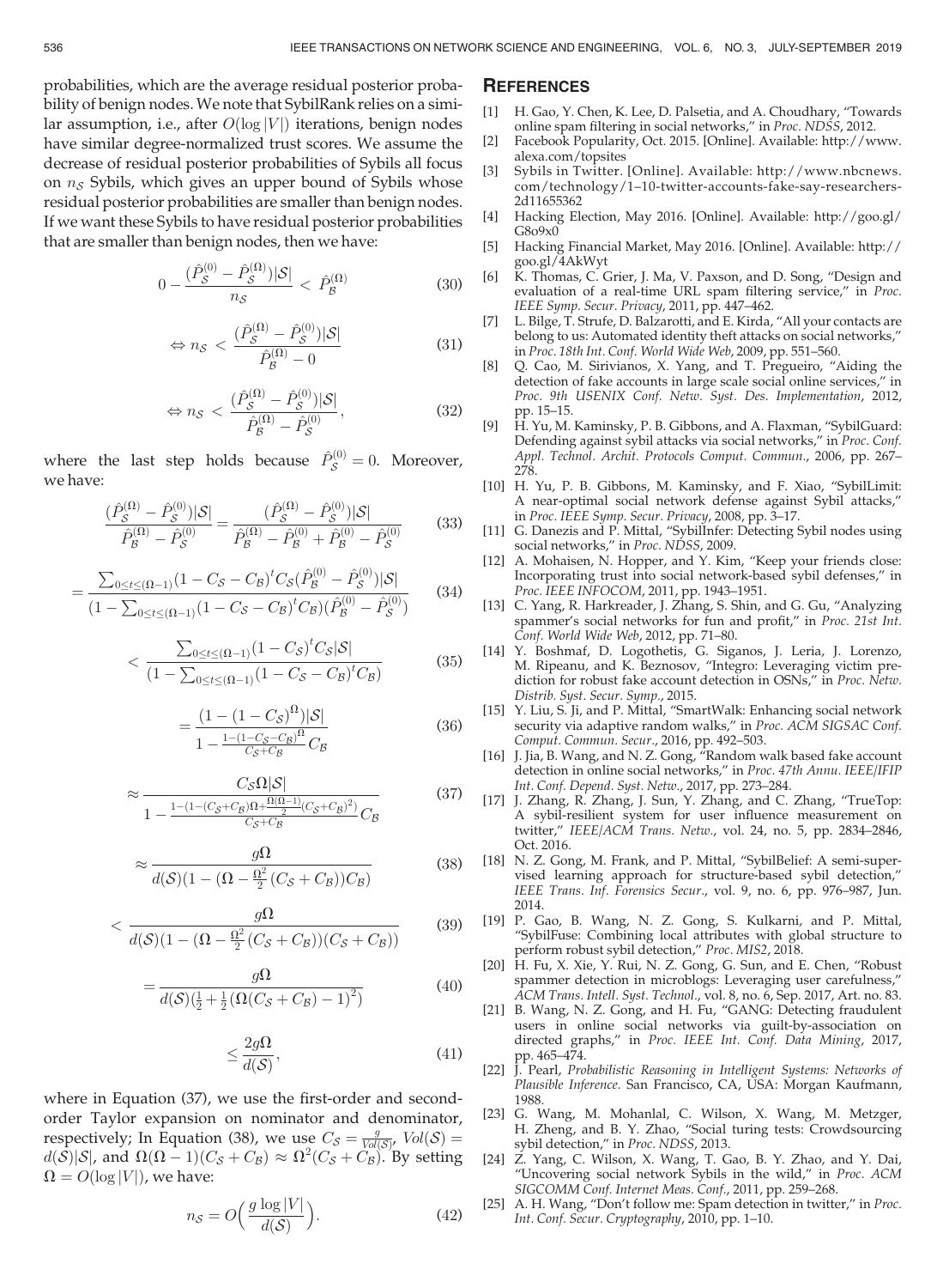probabilities, which are the average residual posterior probability of benign nodes. We note that SybilRank relies on a similar assumption, i.e., after $O(\log |V|)$ iterations, benign nodes have similar degree-normalized trust scores. We assume the decrease of residual posterior probabilities of Sybils all focus on $n_{\mathcal{S}}$ Sybils, which gives an upper bound of Sybils whose residual posterior probabilities are smaller than benign nodes. If we want these Sybils to have residual posterior probabilities that are smaller than benign nodes, then we have:

$$0 - \frac{(\hat{P}_{\mathcal{S}}^{(0)} - \hat{P}_{\mathcal{S}}^{(\Omega)})|\mathcal{S}|}{n_{\mathcal{S}}} < \hat{P}_{\mathcal{B}}^{(\Omega)} \tag{30}$$

$$\Leftrightarrow n_{\mathcal{S}} < \frac{(\hat{P}_{\mathcal{S}}^{(\Omega)} - \hat{P}_{\mathcal{S}}^{(0)})|\mathcal{S}|}{\hat{P}_{\mathcal{B}}^{(\Omega)} - 0} \tag{31}$$

$$\Leftrightarrow n_{\mathcal{S}} < \frac{(\hat{P}_{\mathcal{S}}^{(\Omega)} - \hat{P}_{\mathcal{S}}^{(0)})|\mathcal{S}|}{\hat{P}_{\mathcal{B}}^{(\Omega)} - \hat{P}_{\mathcal{S}}^{(0)}}, \tag{32}$$

where the last step holds because $\hat{P}_{\mathcal{S}}^{(0)} = 0$. Moreover, we have:

$$\frac{(\hat{P}_{\mathcal{S}}^{(\Omega)} - \hat{P}_{\mathcal{S}}^{(0)})|\mathcal{S}|}{\hat{P}_{\mathcal{B}}^{(\Omega)} - \hat{P}_{\mathcal{S}}^{(0)}} = \frac{(\hat{P}_{\mathcal{S}}^{(\Omega)} - \hat{P}_{\mathcal{S}}^{(0)})|\mathcal{S}|}{\hat{P}_{\mathcal{B}}^{(\Omega)} - \hat{P}_{\mathcal{B}}^{(0)} + \hat{P}_{\mathcal{B}}^{(0)} - \hat{P}_{\mathcal{S}}^{(0)}} \tag{33}$$

$$= \frac{\sum_{0 \leq t \leq (\Omega-1)} (1 - C_{\mathcal{S}} - C_{\mathcal{B}})^t C_{\mathcal{S}} (\hat{P}_{\mathcal{B}}^{(0)} - \hat{P}_{\mathcal{S}}^{(0)})|\mathcal{S}|}{(1 - \sum_{0 \leq t \leq (\Omega-1)} (1 - C_{\mathcal{S}} - C_{\mathcal{B}})^t C_{\mathcal{B}})(\hat{P}_{\mathcal{B}}^{(0)} - \hat{P}_{\mathcal{S}}^{(0)})} \tag{34}$$

$$< \frac{\sum_{0 \leq t \leq (\Omega-1)} (1 - C_{\mathcal{S}})^t C_{\mathcal{S}} |\mathcal{S}|}{(1 - \sum_{0 \leq t \leq (\Omega-1)} (1 - C_{\mathcal{S}} - C_{\mathcal{B}})^t C_{\mathcal{B}})} \tag{35}$$

$$= \frac{(1 - (1 - C_{\mathcal{S}})^{\Omega})|\mathcal{S}|}{1 - \frac{1 - (1 - C_{\mathcal{S}} - C_{\mathcal{B}})^{\Omega}}{C_{\mathcal{S}} + C_{\mathcal{B}}} C_{\mathcal{B}}} \tag{36}$$

$$\approx \frac{C_{\mathcal{S}} \Omega |\mathcal{S}|}{1 - \frac{1 - (1 - (C_{\mathcal{S}} + C_{\mathcal{B}})\Omega + \frac{\Omega(\Omega-1)}{2}(C_{\mathcal{S}} + C_{\mathcal{B}})^2)}{C_{\mathcal{S}} + C_{\mathcal{B}}} C_{\mathcal{B}}} \tag{37}$$

$$\approx \frac{g\Omega}{d(\mathcal{S})(1 - (\Omega - \frac{\Omega^2}{2}(C_{\mathcal{S}} + C_{\mathcal{B}}))C_{\mathcal{B}})} \tag{38}$$

$$< \frac{g\Omega}{d(\mathcal{S})(1 - (\Omega - \frac{\Omega^2}{2}(C_{\mathcal{S}} + C_{\mathcal{B}}))(C_{\mathcal{S}} + C_{\mathcal{B}}))} \tag{39}$$

$$= \frac{g\Omega}{d(\mathcal{S})(\frac{1}{2} + \frac{1}{2}(\Omega(C_{\mathcal{S}} + C_{\mathcal{B}}) - 1)^2)} \tag{40}$$

$$\leq \frac{2g\Omega}{d(\mathcal{S})}, \tag{41}$$

where in Equation (37), we use the first-order and second-order Taylor expansion on nominator and denominator, respectively; In Equation (38), we use $C_{\mathcal{S}} = \frac{g}{Vol(\mathcal{S})}$, $Vol(\mathcal{S}) = d(\mathcal{S})|\mathcal{S}|$, and $\Omega(\Omega - 1)(C_{\mathcal{S}} + C_{\mathcal{B}}) \approx \Omega^2(C_{\mathcal{S}} + C_{\mathcal{B}})$. By setting $\Omega = O(\log |V|)$, we have:

$$n_{\mathcal{S}} = O\Big(\frac{g \log |V|}{d(\mathcal{S})}\Big). \tag{42}$$

## REFERENCES

[1] H. Gao, Y. Chen, K. Lee, D. Palsetia, and A. Choudhary, "Towards online spam filtering in social networks," in *Proc. NDSS*, 2012.

[2] Facebook Popularity, Oct. 2015. [Online]. Available: http://www.alexa.com/topsites

[3] Sybils in Twitter. [Online]. Available: http://www.nbcnews.com/technology/1–10-twitter-accounts-fake-say-researchers-2d11655362

[4] Hacking Election, May 2016. [Online]. Available: http://goo.gl/G8o9x0

[5] Hacking Financial Market, May 2016. [Online]. Available: http://goo.gl/4AkWyt

[6] K. Thomas, C. Grier, J. Ma, V. Paxson, and D. Song, "Design and evaluation of a real-time URL spam filtering service," in *Proc. IEEE Symp. Secur. Privacy*, 2011, pp. 447–462.

[7] L. Bilge, T. Strufe, D. Balzarotti, and E. Kirda, "All your contacts are belong to us: Automated identity theft attacks on social networks," in *Proc. 18th Int. Conf. World Wide Web*, 2009, pp. 551–560.

[8] Q. Cao, M. Sirivianos, X. Yang, and T. Pregueiro, "Aiding the detection of fake accounts in large scale social online services," in *Proc. 9th USENIX Conf. Netw. Syst. Des. Implementation*, 2012, pp. 15–15.

[9] H. Yu, M. Kaminsky, P. B. Gibbons, and A. Flaxman, "SybilGuard: Defending against sybil attacks via social networks," in *Proc. Conf. Appl. Technol. Archit. Protocols Comput. Commun.*, 2006, pp. 267–278.

[10] H. Yu, P. B. Gibbons, M. Kaminsky, and F. Xiao, "SybilLimit: A near-optimal social network defense against Sybil attacks," in *Proc. IEEE Symp. Secur. Privacy*, 2008, pp. 3–17.

[11] G. Danezis and P. Mittal, "SybilInfer: Detecting Sybil nodes using social networks," in *Proc. NDSS*, 2009.

[12] A. Mohaisen, N. Hopper, and Y. Kim, "Keep your friends close: Incorporating trust into social network-based sybil defenses," in *Proc. IEEE INFOCOM*, 2011, pp. 1943–1951.

[13] C. Yang, R. Harkreader, J. Zhang, S. Shin, and G. Gu, "Analyzing spammer's social networks for fun and profit," in *Proc. 21st Int. Conf. World Wide Web*, 2012, pp. 71–80.

[14] Y. Boshmaf, D. Logothetis, G. Siganos, J. Leria, J. Lorenzo, M. Ripeanu, and K. Beznosov, "Integro: Leveraging victim prediction for robust fake account detection in OSNs," in *Proc. Netw. Distrib. Syst. Secur. Symp.*, 2015.

[15] Y. Liu, S. Ji, and P. Mittal, "SmartWalk: Enhancing social network security via adaptive random walks," in *Proc. ACM SIGSAC Conf. Comput. Commun. Secur.*, 2016, pp. 492–503.

[16] J. Jia, B. Wang, and N. Z. Gong, "Random walk based fake account detection in online social networks," in *Proc. 47th Annu. IEEE/IFIP Int. Conf. Depend. Syst. Netw.*, 2017, pp. 273–284.

[17] J. Zhang, R. Zhang, J. Sun, Y. Zhang, and C. Zhang, "TrueTop: A sybil-resilient system for user influence measurement on twitter," *IEEE/ACM Trans. Netw.*, vol. 24, no. 5, pp. 2834–2846, Oct. 2016.

[18] N. Z. Gong, M. Frank, and P. Mittal, "SybilBelief: A semi-supervised learning approach for structure-based sybil detection," *IEEE Trans. Inf. Forensics Secur.*, vol. 9, no. 6, pp. 976–987, Jun. 2014.

[19] P. Gao, B. Wang, N. Z. Gong, S. Kulkarni, and P. Mittal, "SybilFuse: Combining local attributes with global structure to perform robust sybil detection," *Proc. MIS2*, 2018.

[20] H. Fu, X. Xie, Y. Rui, N. Z. Gong, G. Sun, and E. Chen, "Robust spammer detection in microblogs: Leveraging user carefulness," *ACM Trans. Intell. Syst. Technol.*, vol. 8, no. 6, Sep. 2017, Art. no. 83.

[21] B. Wang, N. Z. Gong, and H. Fu, "GANG: Detecting fraudulent users in online social networks via guilt-by-association on directed graphs," in *Proc. IEEE Int. Conf. Data Mining*, 2017, pp. 465–474.

[22] J. Pearl, *Probabilistic Reasoning in Intelligent Systems: Networks of Plausible Inference*. San Francisco, CA, USA: Morgan Kaufmann, 1988.

[23] G. Wang, M. Mohanlal, C. Wilson, X. Wang, M. Metzger, H. Zheng, and B. Y. Zhao, "Social turing tests: Crowdsourcing sybil detection," in *Proc. NDSS*, 2013.

[24] Z. Yang, C. Wilson, X. Wang, T. Gao, B. Y. Zhao, and Y. Dai, "Uncovering social network Sybils in the wild," in *Proc. ACM SIGCOMM Conf. Internet Meas. Conf.*, 2011, pp. 259–268.

[25] A. H. Wang, "Don't follow me: Spam detection in twitter," in *Proc. Int. Conf. Secur. Cryptography*, 2010, pp. 1–10.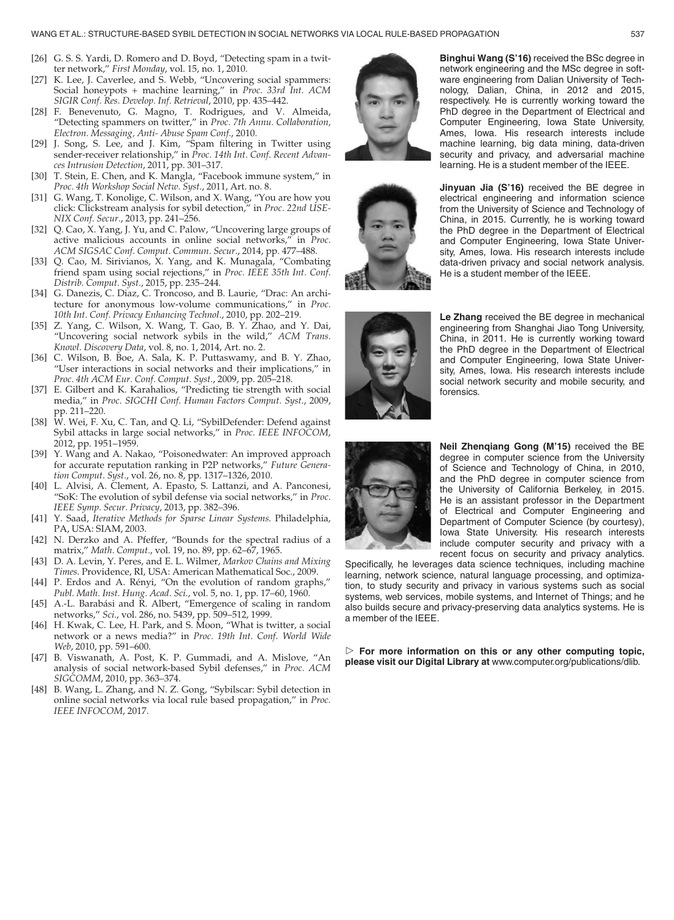[26] G. S. S. Yardi, D. Romero and D. Boyd, "Detecting spam in a twitter network," *First Monday*, vol. 15, no. 1, 2010.

[27] K. Lee, J. Caverlee, and S. Webb, "Uncovering social spammers: Social honeypots + machine learning," in *Proc. 33rd Int. ACM SIGIR Conf. Res. Develop. Inf. Retrieval*, 2010, pp. 435–442.

[28] F. Benevenuto, G. Magno, T. Rodrigues, and V. Almeida, "Detecting spammers on twitter," in *Proc. 7th Annu. Collaboration, Electron. Messaging, Anti- Abuse Spam Conf.*, 2010.

[29] J. Song, S. Lee, and J. Kim, "Spam filtering in Twitter using sender-receiver relationship," in *Proc. 14th Int. Conf. Recent Advances Intrusion Detection*, 2011, pp. 301–317.

[30] T. Stein, E. Chen, and K. Mangla, "Facebook immune system," in *Proc. 4th Workshop Social Netw. Syst.*, 2011, Art. no. 8.

[31] G. Wang, T. Konolige, C. Wilson, and X. Wang, "You are how you click: Clickstream analysis for sybil detection," in *Proc. 22nd USENIX Conf. Secur.*, 2013, pp. 241–256.

[32] Q. Cao, X. Yang, J. Yu, and C. Palow, "Uncovering large groups of active malicious accounts in online social networks," in *Proc. ACM SIGSAC Conf. Comput. Commun. Secur.*, 2014, pp. 477–488.

[33] Q. Cao, M. Sirivianos, X. Yang, and K. Munagala, "Combating friend spam using social rejections," in *Proc. IEEE 35th Int. Conf. Distrib. Comput. Syst.*, 2015, pp. 235–244.

[34] G. Danezis, C. Diaz, C. Troncoso, and B. Laurie, "Drac: An architecture for anonymous low-volume communications," in *Proc. 10th Int. Conf. Privacy Enhancing Technol.*, 2010, pp. 202–219.

[35] Z. Yang, C. Wilson, X. Wang, T. Gao, B. Y. Zhao, and Y. Dai, "Uncovering social network sybils in the wild," *ACM Trans. Knowl. Discovery Data*, vol. 8, no. 1, 2014, Art. no. 2.

[36] C. Wilson, B. Boe, A. Sala, K. P. Puttaswamy, and B. Y. Zhao, "User interactions in social networks and their implications," in *Proc. 4th ACM Eur. Conf. Comput. Syst.*, 2009, pp. 205–218.

[37] E. Gilbert and K. Karahalios, "Predicting tie strength with social media," in *Proc. SIGCHI Conf. Human Factors Comput. Syst.*, 2009, pp. 211–220.

[38] W. Wei, F. Xu, C. Tan, and Q. Li, "SybilDefender: Defend against Sybil attacks in large social networks," in *Proc. IEEE INFOCOM*, 2012, pp. 1951–1959.

[39] Y. Wang and A. Nakao, "Poisonedwater: An improved approach for accurate reputation ranking in P2P networks," *Future Generation Comput. Syst.*, vol. 26, no. 8, pp. 1317–1326, 2010.

[40] L. Alvisi, A. Clement, A. Epasto, S. Lattanzi, and A. Panconesi, "SoK: The evolution of sybil defense via social networks," in *Proc. IEEE Symp. Secur. Privacy*, 2013, pp. 382–396.

[41] Y. Saad, *Iterative Methods for Sparse Linear Systems*. Philadelphia, PA, USA: SIAM, 2003.

[42] N. Derzko and A. Pfeffer, "Bounds for the spectral radius of a matrix," *Math. Comput.*, vol. 19, no. 89, pp. 62–67, 1965.

[43] D. A. Levin, Y. Peres, and E. L. Wilmer, *Markov Chains and Mixing Times*. Providence, RI, USA: American Mathematical Soc., 2009.

[44] P. Erdos and A. Rényi, "On the evolution of random graphs," *Publ. Math. Inst. Hung. Acad. Sci.*, vol. 5, no. 1, pp. 17–60, 1960.

[45] A.-L. Barabási and R. Albert, "Emergence of scaling in random networks," *Sci.*, vol. 286, no. 5439, pp. 509–512, 1999.

[46] H. Kwak, C. Lee, H. Park, and S. Moon, "What is twitter, a social network or a news media?" in *Proc. 19th Int. Conf. World Wide Web*, 2010, pp. 591–600.

[47] B. Viswanath, A. Post, K. P. Gummadi, and A. Mislove, "An analysis of social network-based Sybil defenses," in *Proc. ACM SIGCOMM*, 2010, pp. 363–374.

[48] B. Wang, L. Zhang, and N. Z. Gong, "Sybilscar: Sybil detection in online social networks via local rule based propagation," in *Proc. IEEE INFOCOM*, 2017.

**Binghui Wang (S'16)** received the BSc degree in network engineering and the MSc degree in software engineering from Dalian University of Technology, Dalian, China, in 2012 and 2015, respectively. He is currently working toward the PhD degree in the Department of Electrical and Computer Engineering, Iowa State University, Ames, Iowa. His research interests include machine learning, big data mining, data-driven security and privacy, and adversarial machine learning. He is a student member of the IEEE.

**Jinyuan Jia (S'16)** received the BE degree in electrical engineering and information science from the University of Science and Technology of China, in 2015. Currently, he is working toward the PhD degree in the Department of Electrical and Computer Engineering, Iowa State University, Ames, Iowa. His research interests include data-driven privacy and social network analysis. He is a student member of the IEEE.

**Le Zhang** received the BE degree in mechanical engineering from Shanghai Jiao Tong University, China, in 2011. He is currently working toward the PhD degree in the Department of Electrical and Computer Engineering, Iowa State University, Ames, Iowa. His research interests include social network security and mobile security, and forensics.

**Neil Zhenqiang Gong (M'15)** received the BE degree in computer science from the University of Science and Technology of China, in 2010, and the PhD degree in computer science from the University of California Berkeley, in 2015. He is an assistant professor in the Department of Electrical and Computer Engineering and Department of Computer Science (by courtesy), Iowa State University. His research interests include computer security and privacy with a recent focus on security and privacy analytics. Specifically, he leverages data science techniques, including machine learning, network science, natural language processing, and optimization, to study security and privacy in various systems such as social systems, web services, mobile systems, and Internet of Things; and he also builds secure and privacy-preserving data analytics systems. He is a member of the IEEE.

▷ **For more information on this or any other computing topic, please visit our Digital Library at** www.computer.org/publications/dlib.